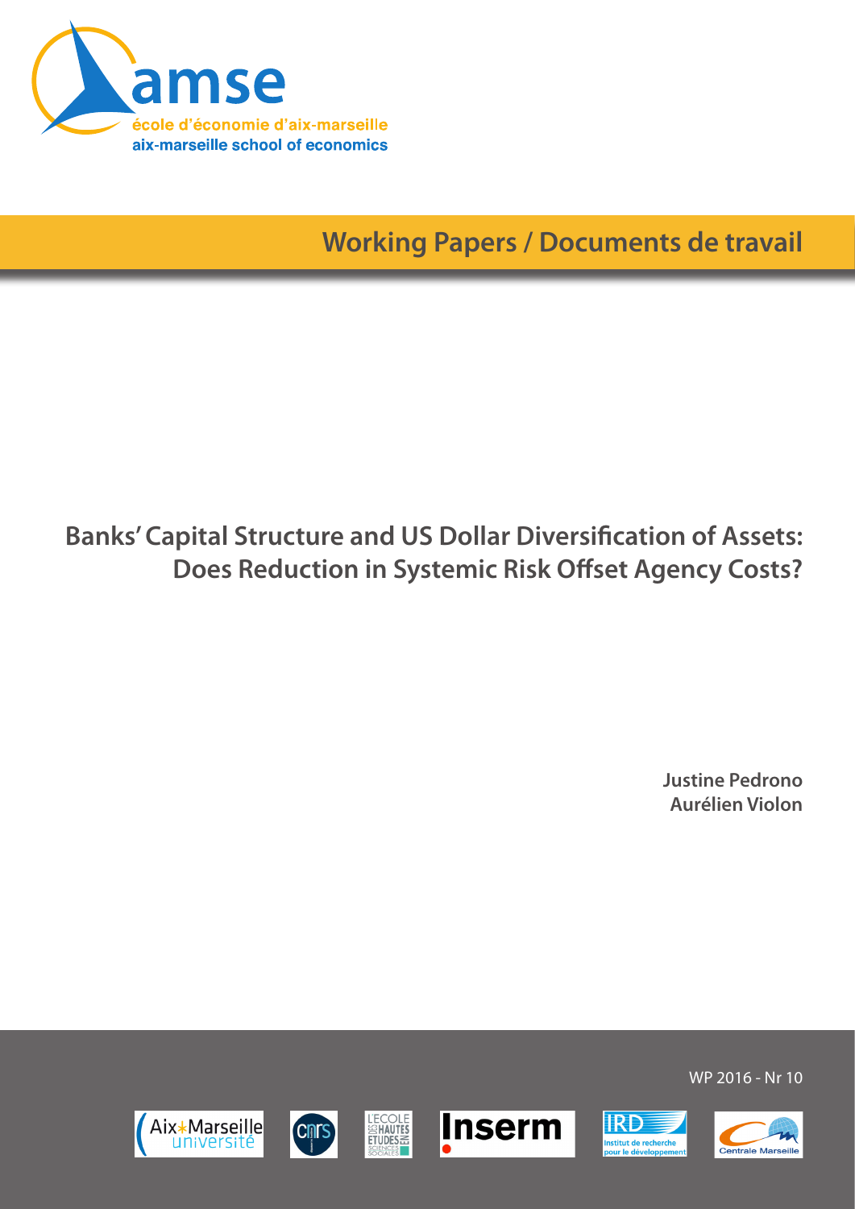amse

école d'économie d'aix-marseille

aix-marseille school of economics

Working Papers / Documents de travail

# Banks' Capital Structure and US Dollar Diversification of Assets: Does Reduction in Systemic Risk Offset Agency Costs?

**Justine Pedrono**
**Aurélien Violon**

WP 2016 - Nr 10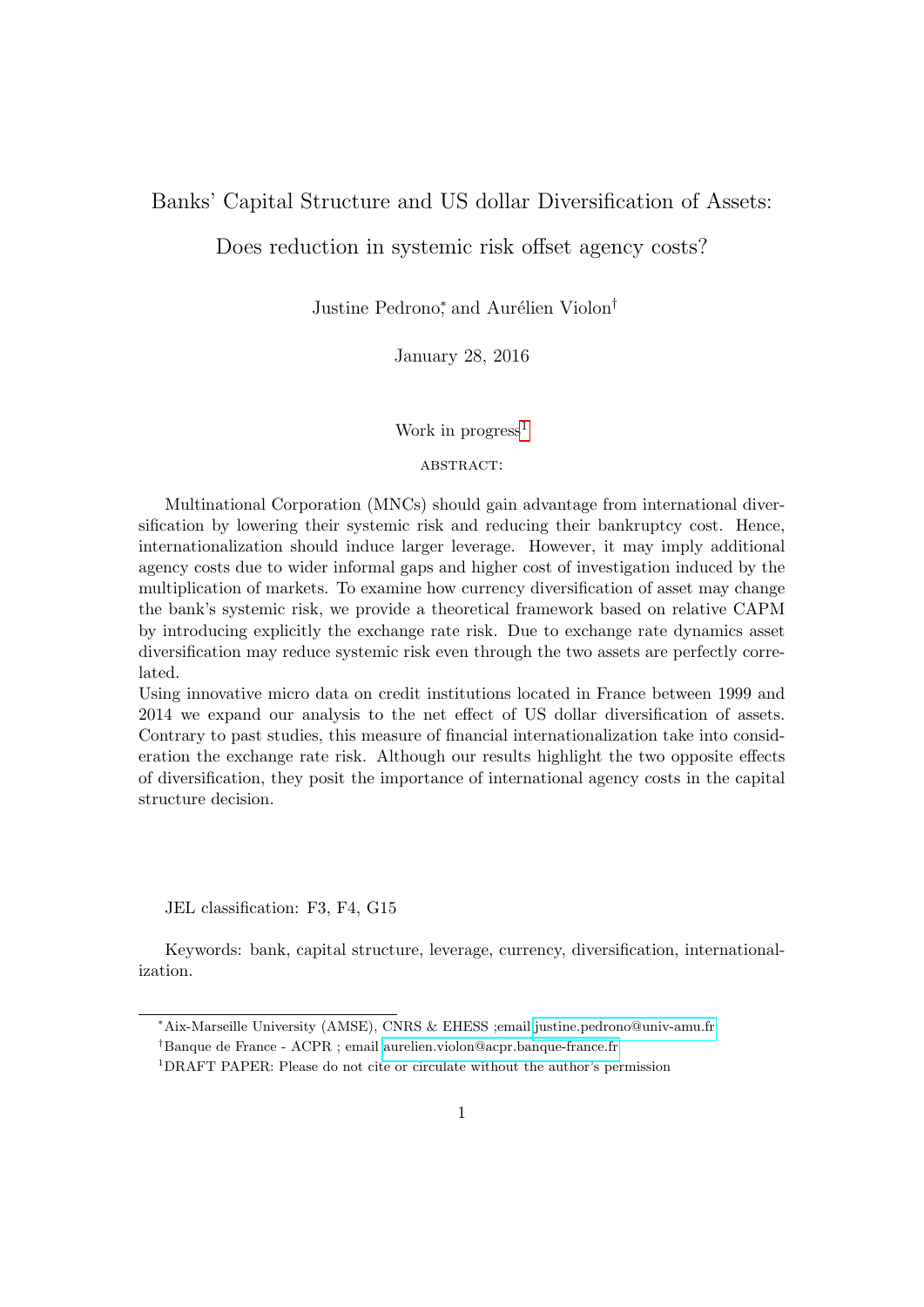# Banks' Capital Structure and US dollar Diversification of Assets: Does reduction in systemic risk offset agency costs?

Justine Pedrono[*] and Aurélien Violon[†]

January 28, 2016

Work in progress[1]

ABSTRACT:

Multinational Corporation (MNCs) should gain advantage from international diversification by lowering their systemic risk and reducing their bankruptcy cost. Hence, internationalization should induce larger leverage. However, it may imply additional agency costs due to wider informal gaps and higher cost of investigation induced by the multiplication of markets. To examine how currency diversification of asset may change the bank's systemic risk, we provide a theoretical framework based on relative CAPM by introducing explicitly the exchange rate risk. Due to exchange rate dynamics asset diversification may reduce systemic risk even through the two assets are perfectly correlated.

Using innovative micro data on credit institutions located in France between 1999 and 2014 we expand our analysis to the net effect of US dollar diversification of assets. Contrary to past studies, this measure of financial internationalization take into consideration the exchange rate risk. Although our results highlight the two opposite effects of diversification, they posit the importance of international agency costs in the capital structure decision.

JEL classification: F3, F4, G15

Keywords: bank, capital structure, leverage, currency, diversification, internationalization.

---

[*] Aix-Marseille University (AMSE), CNRS & EHESS ;email justine.pedrono@univ-amu.fr

[†] Banque de France - ACPR ; email aurelien.violon@acpr.banque-france.fr

[1] DRAFT PAPER: Please do not cite or circulate without the author's permission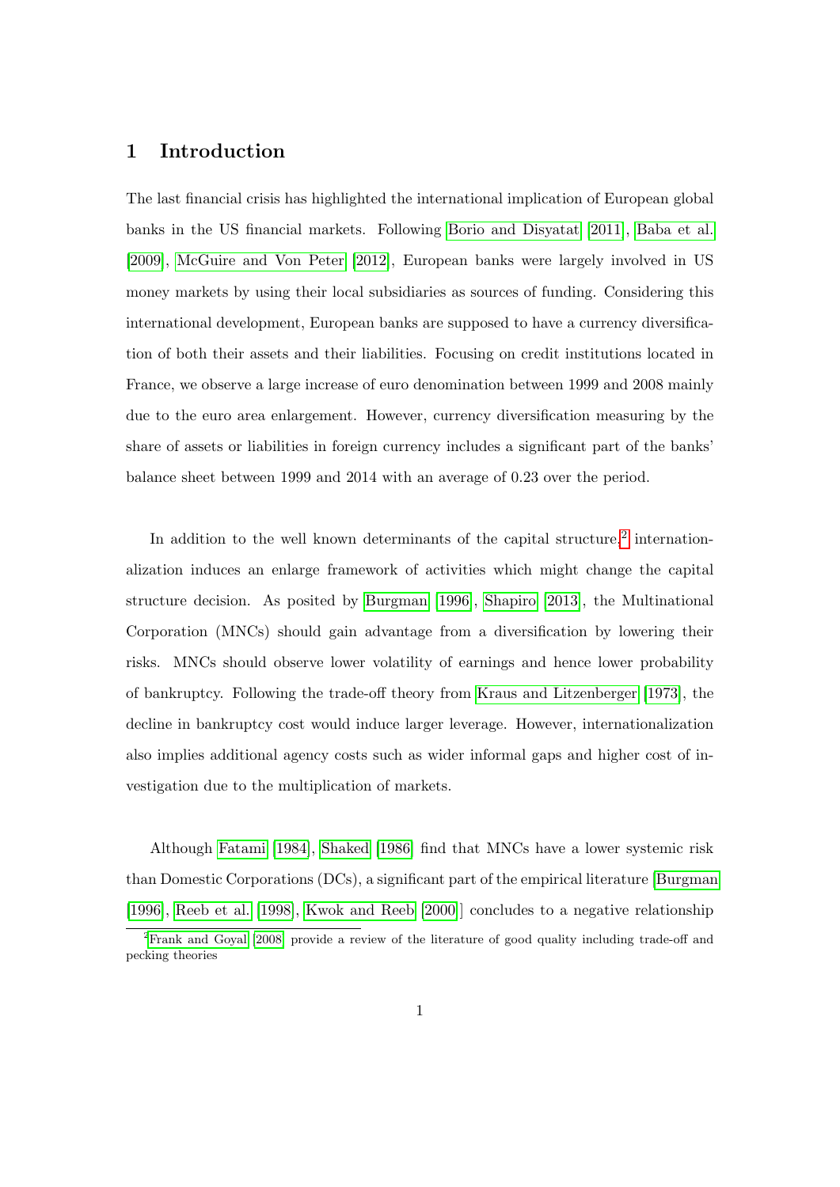# 1 Introduction

The last financial crisis has highlighted the international implication of European global banks in the US financial markets. Following Borio and Disyatat [2011], Baba et al. [2009], McGuire and Von Peter [2012], European banks were largely involved in US money markets by using their local subsidiaries as sources of funding. Considering this international development, European banks are supposed to have a currency diversification of both their assets and their liabilities. Focusing on credit institutions located in France, we observe a large increase of euro denomination between 1999 and 2008 mainly due to the euro area enlargement. However, currency diversification measuring by the share of assets or liabilities in foreign currency includes a significant part of the banks' balance sheet between 1999 and 2014 with an average of 0.23 over the period.

In addition to the well known determinants of the capital structure,[2] internationalization induces an enlarge framework of activities which might change the capital structure decision. As posited by Burgman [1996], Shapiro [2013], the Multinational Corporation (MNCs) should gain advantage from a diversification by lowering their risks. MNCs should observe lower volatility of earnings and hence lower probability of bankruptcy. Following the trade-off theory from Kraus and Litzenberger [1973], the decline in bankruptcy cost would induce larger leverage. However, internationalization also implies additional agency costs such as wider informal gaps and higher cost of investigation due to the multiplication of markets.

Although Fatami [1984], Shaked [1986] find that MNCs have a lower systemic risk than Domestic Corporations (DCs), a significant part of the empirical literature [Burgman [1996], Reeb et al. [1998], Kwok and Reeb [2000]] concludes to a negative relationship

[2] Frank and Goyal [2008] provide a review of the literature of good quality including trade-off and pecking theories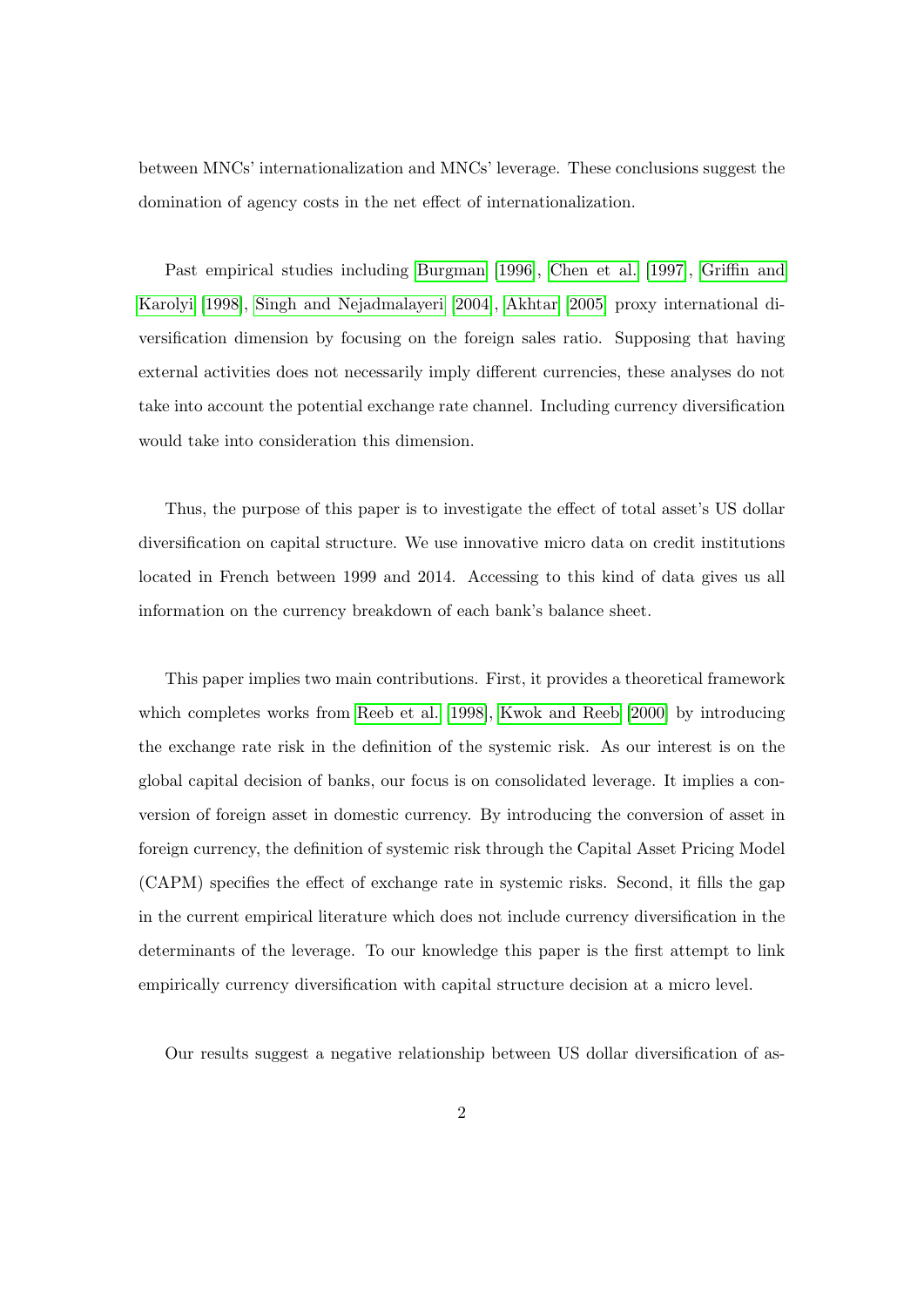between MNCs' internationalization and MNCs' leverage. These conclusions suggest the domination of agency costs in the net effect of internationalization.

Past empirical studies including Burgman [1996], Chen et al. [1997], Griffin and Karolyi [1998], Singh and Nejadmalayeri [2004], Akhtar [2005] proxy international diversification dimension by focusing on the foreign sales ratio. Supposing that having external activities does not necessarily imply different currencies, these analyses do not take into account the potential exchange rate channel. Including currency diversification would take into consideration this dimension.

Thus, the purpose of this paper is to investigate the effect of total asset's US dollar diversification on capital structure. We use innovative micro data on credit institutions located in French between 1999 and 2014. Accessing to this kind of data gives us all information on the currency breakdown of each bank's balance sheet.

This paper implies two main contributions. First, it provides a theoretical framework which completes works from Reeb et al. [1998], Kwok and Reeb [2000] by introducing the exchange rate risk in the definition of the systemic risk. As our interest is on the global capital decision of banks, our focus is on consolidated leverage. It implies a conversion of foreign asset in domestic currency. By introducing the conversion of asset in foreign currency, the definition of systemic risk through the Capital Asset Pricing Model (CAPM) specifies the effect of exchange rate in systemic risks. Second, it fills the gap in the current empirical literature which does not include currency diversification in the determinants of the leverage. To our knowledge this paper is the first attempt to link empirically currency diversification with capital structure decision at a micro level.

Our results suggest a negative relationship between US dollar diversification of as-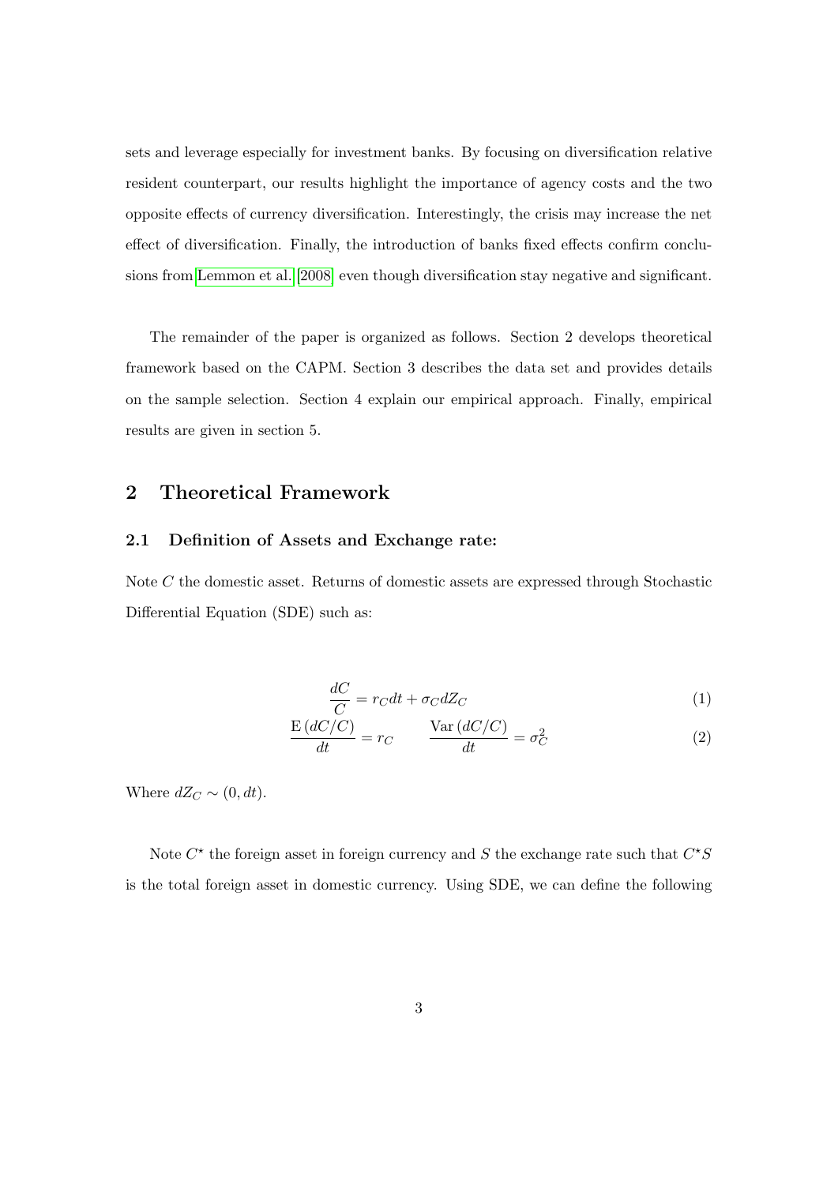sets and leverage especially for investment banks. By focusing on diversification relative resident counterpart, our results highlight the importance of agency costs and the two opposite effects of currency diversification. Interestingly, the crisis may increase the net effect of diversification. Finally, the introduction of banks fixed effects confirm conclusions from Lemmon et al. [2008] even though diversification stay negative and significant.

The remainder of the paper is organized as follows. Section 2 develops theoretical framework based on the CAPM. Section 3 describes the data set and provides details on the sample selection. Section 4 explain our empirical approach. Finally, empirical results are given in section 5.

## 2 Theoretical Framework

### 2.1 Definition of Assets and Exchange rate:

Note $C$ the domestic asset. Returns of domestic assets are expressed through Stochastic Differential Equation (SDE) such as:

$$\frac{dC}{C} = r_C dt + \sigma_C dZ_C \tag{1}$$

$$\frac{\mathrm{E}\left(dC/C\right)}{dt} = r_C \qquad \frac{\mathrm{Var}\left(dC/C\right)}{dt} = \sigma_C^2 \tag{2}$$

Where $dZ_C \sim (0, dt)$.

Note $C^{\star}$ the foreign asset in foreign currency and $S$ the exchange rate such that $C^{\star}S$ is the total foreign asset in domestic currency. Using SDE, we can define the following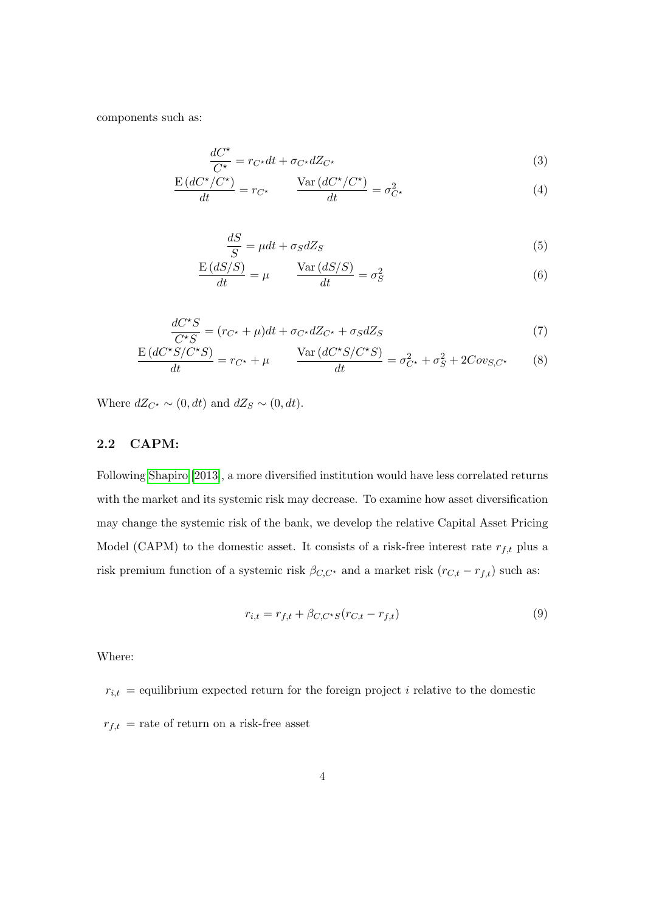components such as:

$$\frac{dC^{\star}}{C^{\star}} = r_{C^{\star}}dt + \sigma_{C^{\star}}dZ_{C^{\star}} \tag{3}$$

$$\frac{\mathrm{E}\left(dC^{\star}/C^{\star}\right)}{dt} = r_{C^{\star}} \qquad \frac{\mathrm{Var}\left(dC^{\star}/C^{\star}\right)}{dt} = \sigma_{C^{\star}}^2 \tag{4}$$

$$\frac{dS}{S} = \mu dt + \sigma_S dZ_S \tag{5}$$

$$\frac{\mathrm{E}\left(dS/S\right)}{dt} = \mu \qquad \frac{\mathrm{Var}\left(dS/S\right)}{dt} = \sigma_S^2 \tag{6}$$

$$\frac{dC^{\star}S}{C^{\star}S} = (r_{C^{\star}} + \mu)dt + \sigma_{C^{\star}}dZ_{C^{\star}} + \sigma_S dZ_S \tag{7}$$

$$\frac{\mathrm{E}\left(dC^{\star}S/C^{\star}S\right)}{dt} = r_{C^{\star}} + \mu \qquad \frac{\mathrm{Var}\left(dC^{\star}S/C^{\star}S\right)}{dt} = \sigma_{C^{\star}}^2 + \sigma_S^2 + 2Cov_{S,C^{\star}} \tag{8}$$

Where $dZ_{C^{\star}} \sim (0, dt)$ and $dZ_S \sim (0, dt)$.

## 2.2 CAPM:

Following Shapiro [2013], a more diversified institution would have less correlated returns with the market and its systemic risk may decrease. To examine how asset diversification may change the systemic risk of the bank, we develop the relative Capital Asset Pricing Model (CAPM) to the domestic asset. It consists of a risk-free interest rate $r_{f,t}$ plus a risk premium function of a systemic risk $\beta_{C,C^{\star}}$ and a market risk $(r_{C,t} - r_{f,t})$ such as:

$$r_{i,t} = r_{f,t} + \beta_{C,C^{\star}S}(r_{C,t} - r_{f,t}) \tag{9}$$

Where:

$r_{i,t}$ = equilibrium expected return for the foreign project $i$ relative to the domestic

$r_{f,t}$ = rate of return on a risk-free asset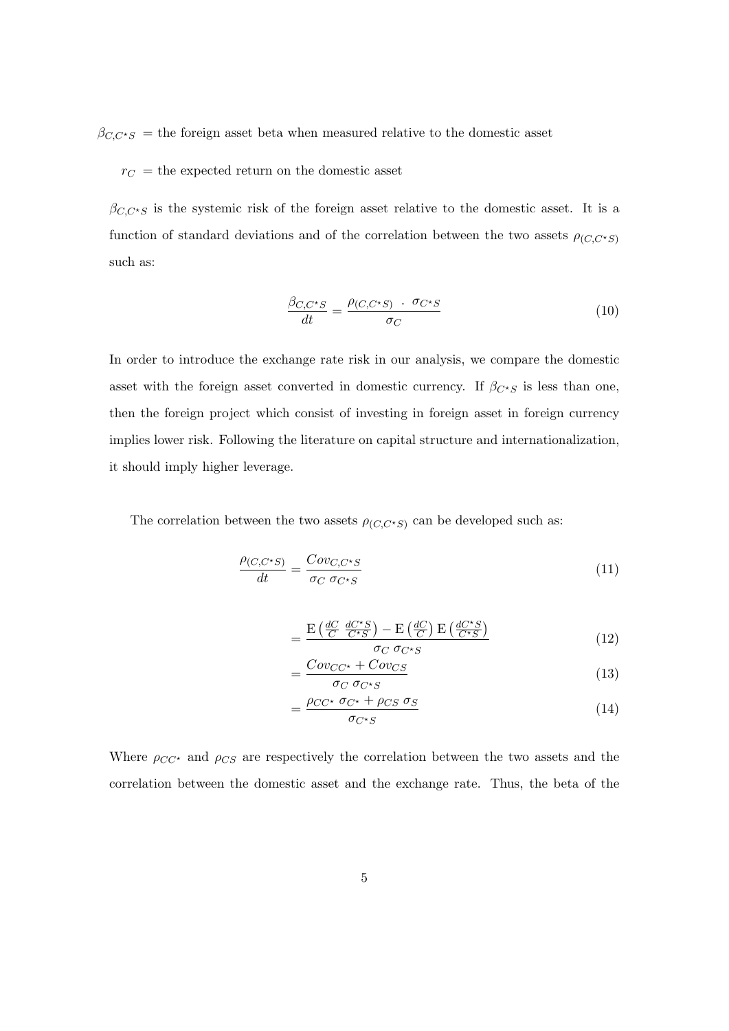$\beta_{C,C^{\star}S}$ = the foreign asset beta when measured relative to the domestic asset

$r_C$ = the expected return on the domestic asset

$\beta_{C,C^{\star}S}$ is the systemic risk of the foreign asset relative to the domestic asset. It is a function of standard deviations and of the correlation between the two assets $\rho_{(C,C^{\star}S)}$ such as:

$$\frac{\beta_{C,C^{\star}S}}{dt} = \frac{\rho_{(C,C^{\star}S)} \ \cdot \ \sigma_{C^{\star}S}}{\sigma_C} \tag{10}$$

In order to introduce the exchange rate risk in our analysis, we compare the domestic asset with the foreign asset converted in domestic currency. If $\beta_{C^{\star}S}$ is less than one, then the foreign project which consist of investing in foreign asset in foreign currency implies lower risk. Following the literature on capital structure and internationalization, it should imply higher leverage.

The correlation between the two assets $\rho_{(C,C^{\star}S)}$ can be developed such as:

$$\frac{\rho_{(C,C^{\star}S)}}{dt} = \frac{Cov_{C,C^{\star}S}}{\sigma_C \ \sigma_{C^{\star}S}} \tag{11}$$

$$= \frac{\mathrm{E}\left(\frac{dC}{C} \ \frac{dC^{\star}S}{C^{\star}S}\right) - \mathrm{E}\left(\frac{dC}{C}\right)\mathrm{E}\left(\frac{dC^{\star}S}{C^{\star}S}\right)}{\sigma_C \ \sigma_{C^{\star}S}} \tag{12}$$

$$= \frac{Cov_{CC^{\star}} + Cov_{CS}}{\sigma_C \ \sigma_{C^{\star}S}} \tag{13}$$

$$= \frac{\rho_{CC^{\star}} \ \sigma_{C^{\star}} + \rho_{CS} \ \sigma_S}{\sigma_{C^{\star}S}} \tag{14}$$

Where $\rho_{CC^{\star}}$ and $\rho_{CS}$ are respectively the correlation between the two assets and the correlation between the domestic asset and the exchange rate. Thus, the beta of the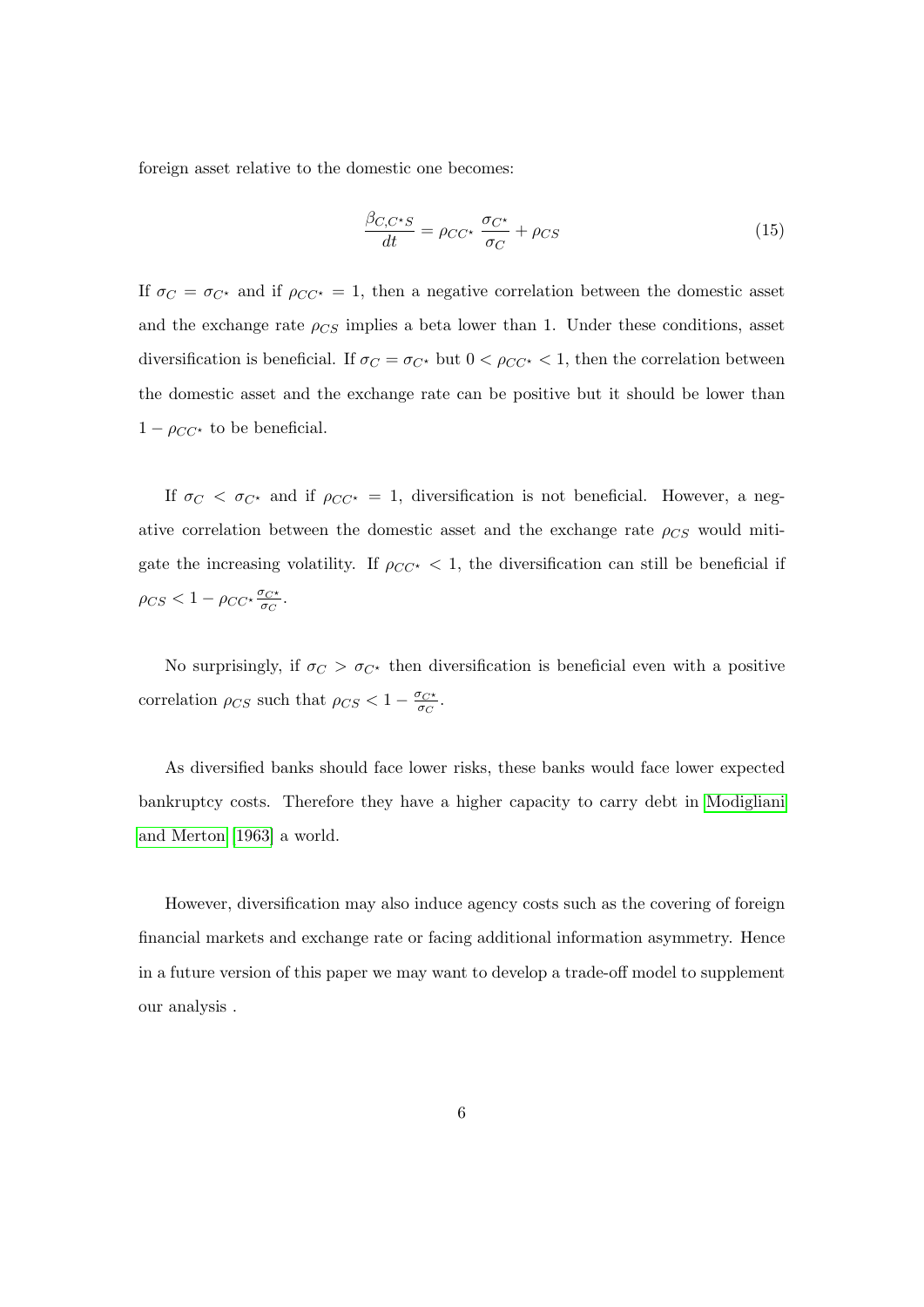foreign asset relative to the domestic one becomes:

$$\frac{\beta_{C,C^{\star}S}}{dt} = \rho_{CC^{\star}} \frac{\sigma_{C^{\star}}}{\sigma_C} + \rho_{CS} \tag{15}$$

If $\sigma_C = \sigma_{C^{\star}}$ and if $\rho_{CC^{\star}} = 1$, then a negative correlation between the domestic asset and the exchange rate $\rho_{CS}$ implies a beta lower than 1. Under these conditions, asset diversification is beneficial. If $\sigma_C = \sigma_{C^{\star}}$ but $0 < \rho_{CC^{\star}} < 1$, then the correlation between the domestic asset and the exchange rate can be positive but it should be lower than $1 - \rho_{CC^{\star}}$ to be beneficial.

If $\sigma_C < \sigma_{C^{\star}}$ and if $\rho_{CC^{\star}} = 1$, diversification is not beneficial. However, a negative correlation between the domestic asset and the exchange rate $\rho_{CS}$ would mitigate the increasing volatility. If $\rho_{CC^{\star}} < 1$, the diversification can still be beneficial if $\rho_{CS} < 1 - \rho_{CC^{\star}} \frac{\sigma_{C^{\star}}}{\sigma_C}$.

No surprisingly, if $\sigma_C > \sigma_{C^{\star}}$ then diversification is beneficial even with a positive correlation $\rho_{CS}$ such that $\rho_{CS} < 1 - \frac{\sigma_{C^{\star}}}{\sigma_C}$.

As diversified banks should face lower risks, these banks would face lower expected bankruptcy costs. Therefore they have a higher capacity to carry debt in Modigliani and Merton [1963] a world.

However, diversification may also induce agency costs such as the covering of foreign financial markets and exchange rate or facing additional information asymmetry. Hence in a future version of this paper we may want to develop a trade-off model to supplement our analysis .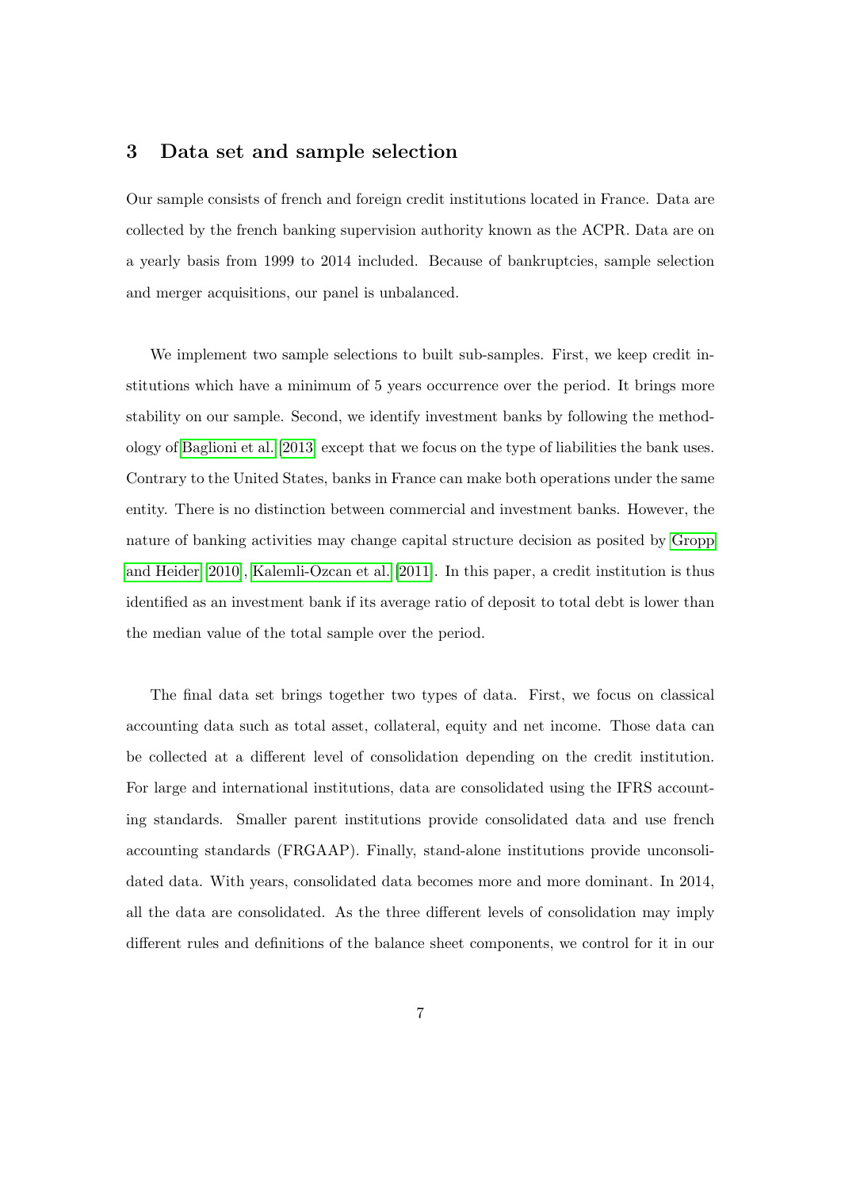## 3 Data set and sample selection

Our sample consists of french and foreign credit institutions located in France. Data are collected by the french banking supervision authority known as the ACPR. Data are on a yearly basis from 1999 to 2014 included. Because of bankruptcies, sample selection and merger acquisitions, our panel is unbalanced.

We implement two sample selections to built sub-samples. First, we keep credit institutions which have a minimum of 5 years occurrence over the period. It brings more stability on our sample. Second, we identify investment banks by following the methodology of Baglioni et al. [2013] except that we focus on the type of liabilities the bank uses. Contrary to the United States, banks in France can make both operations under the same entity. There is no distinction between commercial and investment banks. However, the nature of banking activities may change capital structure decision as posited by Gropp and Heider [2010], Kalemli-Ozcan et al. [2011]. In this paper, a credit institution is thus identified as an investment bank if its average ratio of deposit to total debt is lower than the median value of the total sample over the period.

The final data set brings together two types of data. First, we focus on classical accounting data such as total asset, collateral, equity and net income. Those data can be collected at a different level of consolidation depending on the credit institution. For large and international institutions, data are consolidated using the IFRS accounting standards. Smaller parent institutions provide consolidated data and use french accounting standards (FRGAAP). Finally, stand-alone institutions provide unconsolidated data. With years, consolidated data becomes more and more dominant. In 2014, all the data are consolidated. As the three different levels of consolidation may imply different rules and definitions of the balance sheet components, we control for it in our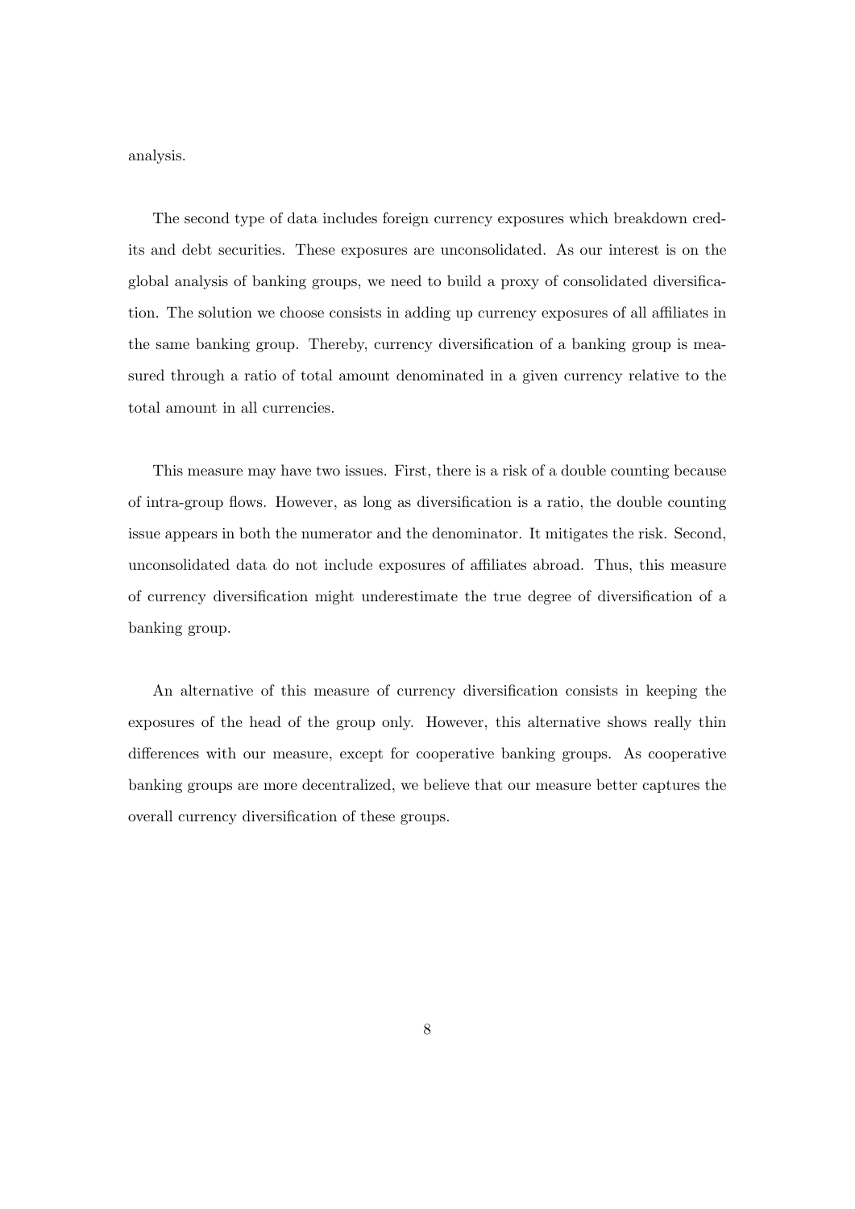analysis.

The second type of data includes foreign currency exposures which breakdown credits and debt securities. These exposures are unconsolidated. As our interest is on the global analysis of banking groups, we need to build a proxy of consolidated diversification. The solution we choose consists in adding up currency exposures of all affiliates in the same banking group. Thereby, currency diversification of a banking group is measured through a ratio of total amount denominated in a given currency relative to the total amount in all currencies.

This measure may have two issues. First, there is a risk of a double counting because of intra-group flows. However, as long as diversification is a ratio, the double counting issue appears in both the numerator and the denominator. It mitigates the risk. Second, unconsolidated data do not include exposures of affiliates abroad. Thus, this measure of currency diversification might underestimate the true degree of diversification of a banking group.

An alternative of this measure of currency diversification consists in keeping the exposures of the head of the group only. However, this alternative shows really thin differences with our measure, except for cooperative banking groups. As cooperative banking groups are more decentralized, we believe that our measure better captures the overall currency diversification of these groups.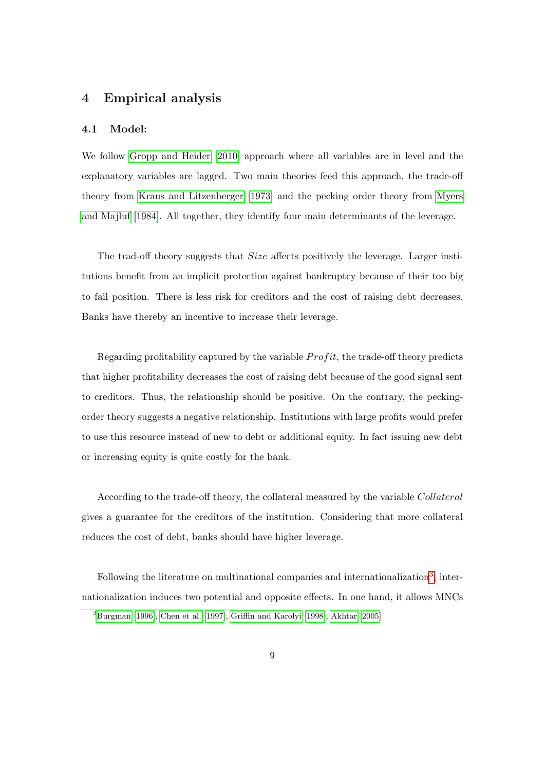# 4 Empirical analysis

## 4.1 Model:

We follow Gropp and Heider [2010] approach where all variables are in level and the explanatory variables are lagged. Two main theories feed this approach, the trade-off theory from Kraus and Litzenberger [1973] and the pecking order theory from Myers and Majluf [1984]. All together, they identify four main determinants of the leverage.

The trad-off theory suggests that $Size$ affects positively the leverage. Larger institutions benefit from an implicit protection against bankruptcy because of their too big to fail position. There is less risk for creditors and the cost of raising debt decreases. Banks have thereby an incentive to increase their leverage.

Regarding profitability captured by the variable $Profit$, the trade-off theory predicts that higher profitability decreases the cost of raising debt because of the good signal sent to creditors. Thus, the relationship should be positive. On the contrary, the pecking-order theory suggests a negative relationship. Institutions with large profits would prefer to use this resource instead of new to debt or additional equity. In fact issuing new debt or increasing equity is quite costly for the bank.

According to the trade-off theory, the collateral measured by the variable $Collateral$ gives a guarantee for the creditors of the institution. Considering that more collateral reduces the cost of debt, banks should have higher leverage.

Following the literature on multinational companies and internationalization[3], internationalization induces two potential and opposite effects. In one hand, it allows MNCs

[3] Burgman [1996], Chen et al. [1997], Griffin and Karolyi [1998], Akhtar [2005]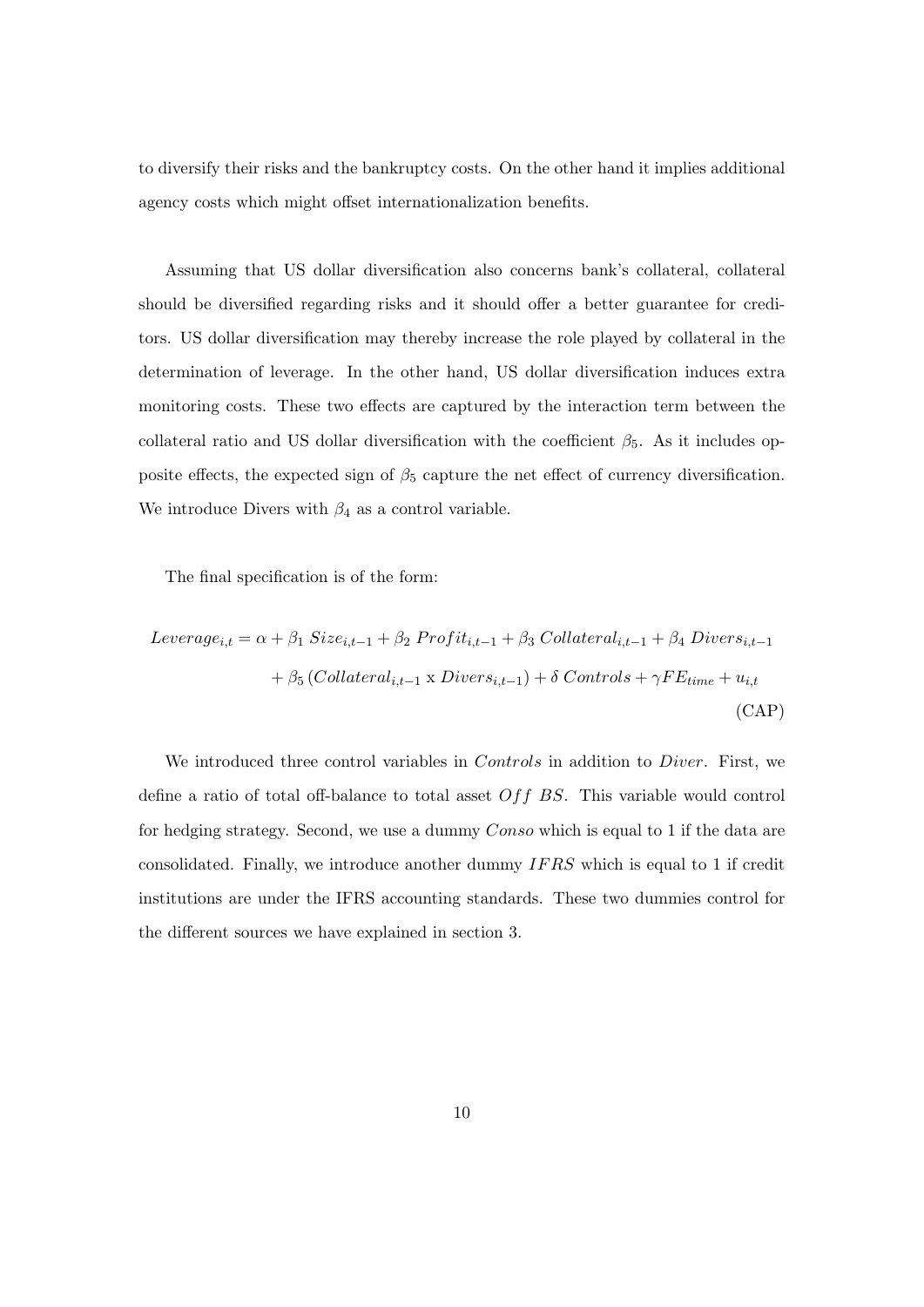to diversify their risks and the bankruptcy costs. On the other hand it implies additional agency costs which might offset internationalization benefits.

Assuming that US dollar diversification also concerns bank's collateral, collateral should be diversified regarding risks and it should offer a better guarantee for creditors. US dollar diversification may thereby increase the role played by collateral in the determination of leverage. In the other hand, US dollar diversification induces extra monitoring costs. These two effects are captured by the interaction term between the collateral ratio and US dollar diversification with the coefficient $\beta_5$. As it includes opposite effects, the expected sign of $\beta_5$ capture the net effect of currency diversification. We introduce Divers with $\beta_4$ as a control variable.

The final specification is of the form:

$$Leverage_{i,t} = \alpha + \beta_1 \, Size_{i,t-1} + \beta_2 \, Profit_{i,t-1} + \beta_3 \, Collateral_{i,t-1} + \beta_4 \, Divers_{i,t-1} + \beta_5 \, (Collateral_{i,t-1} \text{ x } Divers_{i,t-1}) + \delta \, Controls + \gamma FE_{time} + u_{i,t} \tag{CAP}$$

We introduced three control variables in $Controls$ in addition to $Diver$. First, we define a ratio of total off-balance to total asset $Off\ BS$. This variable would control for hedging strategy. Second, we use a dummy $Conso$ which is equal to 1 if the data are consolidated. Finally, we introduce another dummy $IFRS$ which is equal to 1 if credit institutions are under the IFRS accounting standards. These two dummies control for the different sources we have explained in section 3.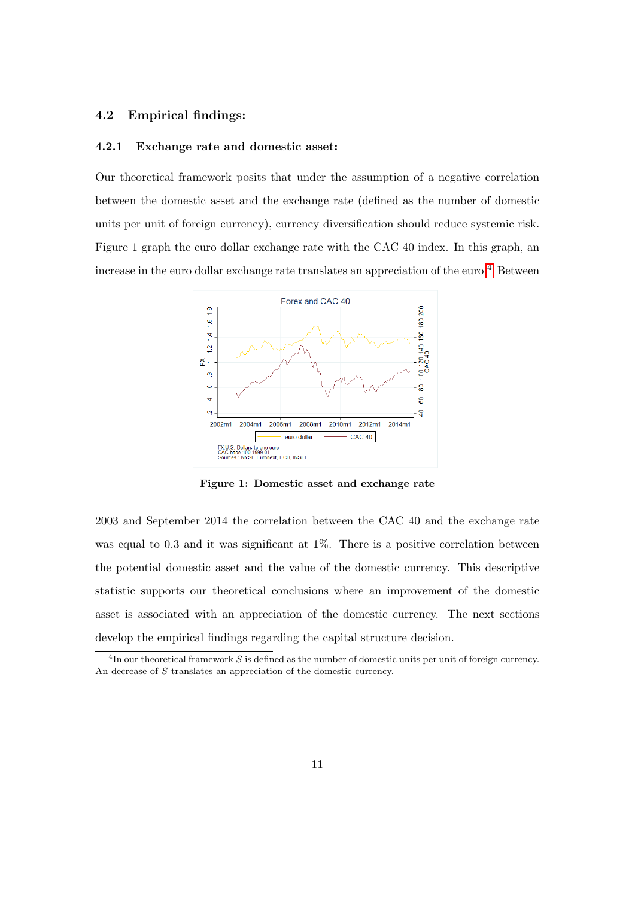### 4.2 Empirical findings:

#### 4.2.1 Exchange rate and domestic asset:

Our theoretical framework posits that under the assumption of a negative correlation between the domestic asset and the exchange rate (defined as the number of domestic units per unit of foreign currency), currency diversification should reduce systemic risk. Figure 1 graph the euro dollar exchange rate with the CAC 40 index. In this graph, an increase in the euro dollar exchange rate translates an appreciation of the euro.[4] Between 2003 and September 2014 the correlation between the CAC 40 and the exchange rate was equal to 0.3 and it was significant at 1%. There is a positive correlation between the potential domestic asset and the value of the domestic currency. This descriptive statistic supports our theoretical conclusions where an improvement of the domestic asset is associated with an appreciation of the domestic currency. The next sections develop the empirical findings regarding the capital structure decision.

**Figure 1: Domestic asset and exchange rate**

[4] In our theoretical framework $S$ is defined as the number of domestic units per unit of foreign currency. An decrease of $S$ translates an appreciation of the domestic currency.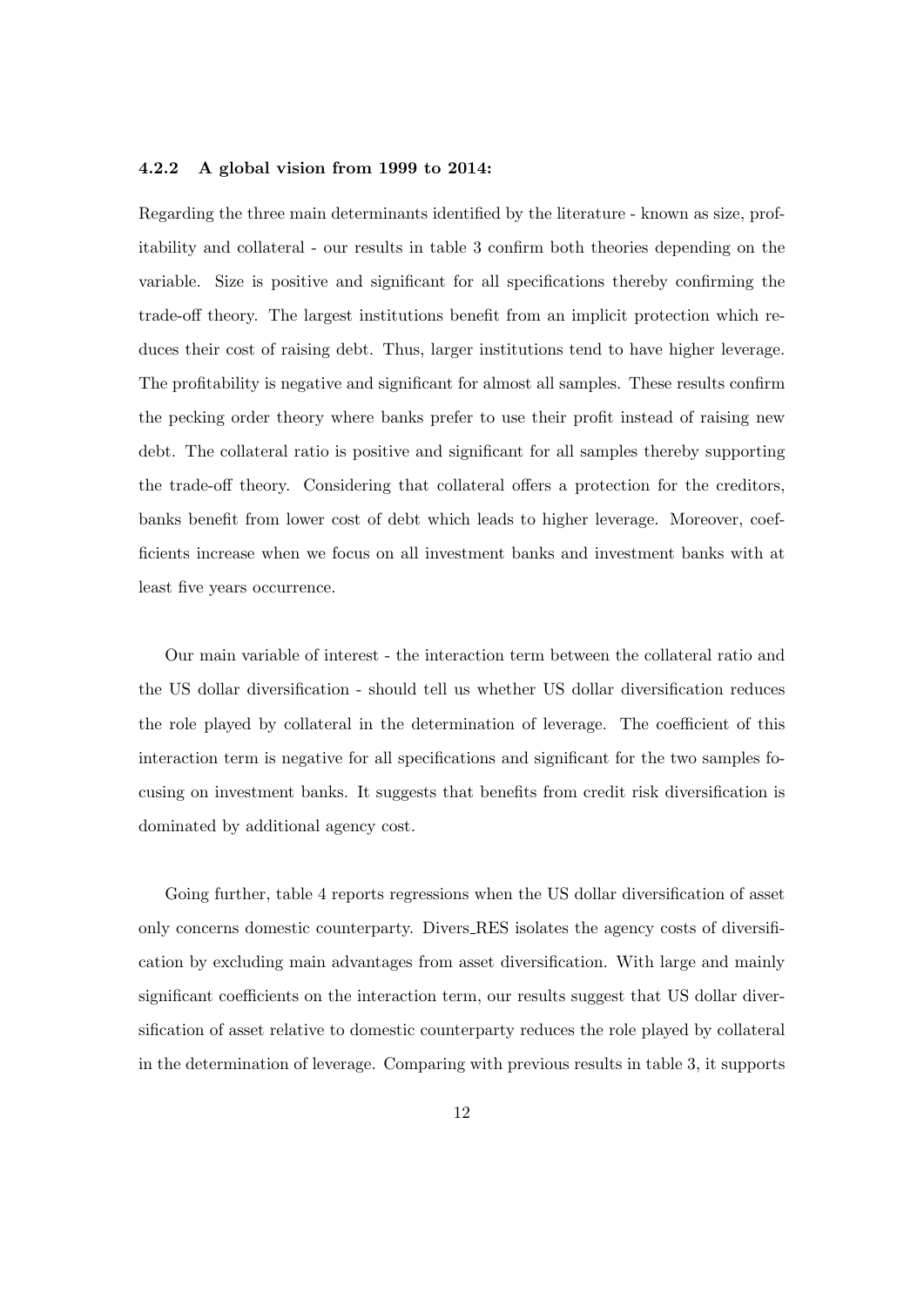#### 4.2.2 A global vision from 1999 to 2014:

Regarding the three main determinants identified by the literature - known as size, profitability and collateral - our results in table 3 confirm both theories depending on the variable. Size is positive and significant for all specifications thereby confirming the trade-off theory. The largest institutions benefit from an implicit protection which reduces their cost of raising debt. Thus, larger institutions tend to have higher leverage. The profitability is negative and significant for almost all samples. These results confirm the pecking order theory where banks prefer to use their profit instead of raising new debt. The collateral ratio is positive and significant for all samples thereby supporting the trade-off theory. Considering that collateral offers a protection for the creditors, banks benefit from lower cost of debt which leads to higher leverage. Moreover, coefficients increase when we focus on all investment banks and investment banks with at least five years occurrence.

Our main variable of interest - the interaction term between the collateral ratio and the US dollar diversification - should tell us whether US dollar diversification reduces the role played by collateral in the determination of leverage. The coefficient of this interaction term is negative for all specifications and significant for the two samples focusing on investment banks. It suggests that benefits from credit risk diversification is dominated by additional agency cost.

Going further, table 4 reports regressions when the US dollar diversification of asset only concerns domestic counterparty. Divers_RES isolates the agency costs of diversification by excluding main advantages from asset diversification. With large and mainly significant coefficients on the interaction term, our results suggest that US dollar diversification of asset relative to domestic counterparty reduces the role played by collateral in the determination of leverage. Comparing with previous results in table 3, it supports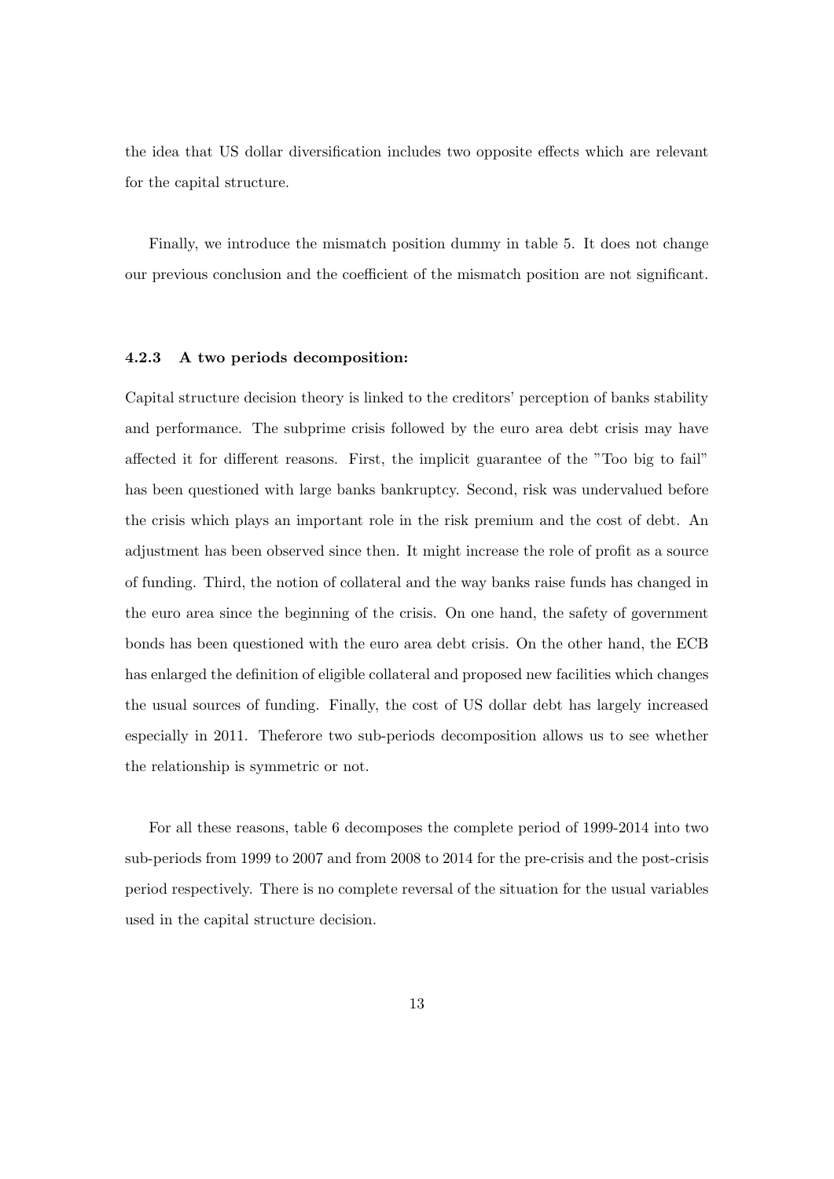the idea that US dollar diversification includes two opposite effects which are relevant for the capital structure.

Finally, we introduce the mismatch position dummy in table 5. It does not change our previous conclusion and the coefficient of the mismatch position are not significant.

#### 4.2.3 A two periods decomposition:

Capital structure decision theory is linked to the creditors' perception of banks stability and performance. The subprime crisis followed by the euro area debt crisis may have affected it for different reasons. First, the implicit guarantee of the "Too big to fail" has been questioned with large banks bankruptcy. Second, risk was undervalued before the crisis which plays an important role in the risk premium and the cost of debt. An adjustment has been observed since then. It might increase the role of profit as a source of funding. Third, the notion of collateral and the way banks raise funds has changed in the euro area since the beginning of the crisis. On one hand, the safety of government bonds has been questioned with the euro area debt crisis. On the other hand, the ECB has enlarged the definition of eligible collateral and proposed new facilities which changes the usual sources of funding. Finally, the cost of US dollar debt has largely increased especially in 2011. Theferore two sub-periods decomposition allows us to see whether the relationship is symmetric or not.

For all these reasons, table 6 decomposes the complete period of 1999-2014 into two sub-periods from 1999 to 2007 and from 2008 to 2014 for the pre-crisis and the post-crisis period respectively. There is no complete reversal of the situation for the usual variables used in the capital structure decision.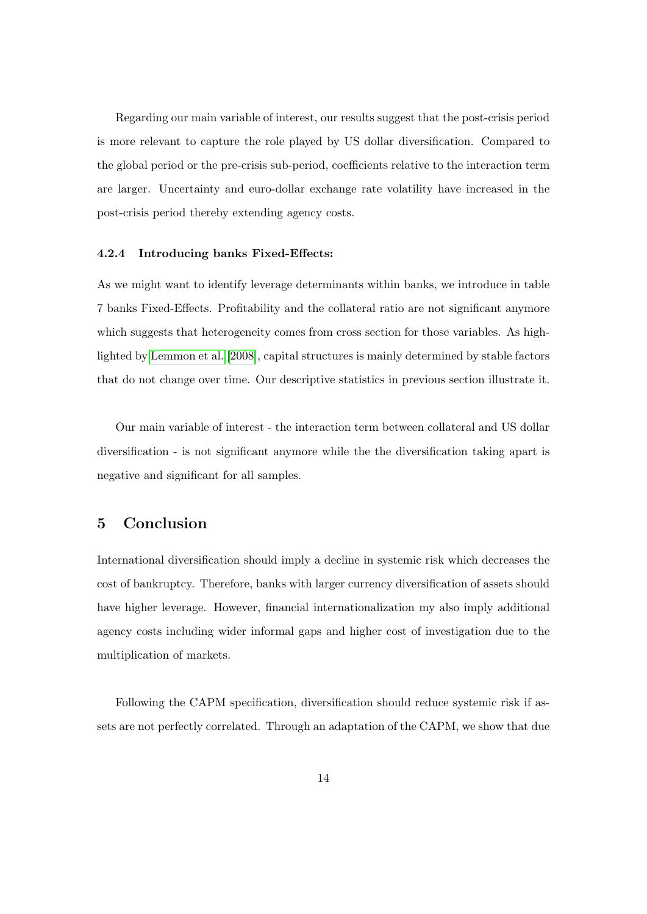Regarding our main variable of interest, our results suggest that the post-crisis period is more relevant to capture the role played by US dollar diversification. Compared to the global period or the pre-crisis sub-period, coefficients relative to the interaction term are larger. Uncertainty and euro-dollar exchange rate volatility have increased in the post-crisis period thereby extending agency costs.

#### 4.2.4 Introducing banks Fixed-Effects:

As we might want to identify leverage determinants within banks, we introduce in table 7 banks Fixed-Effects. Profitability and the collateral ratio are not significant anymore which suggests that heterogeneity comes from cross section for those variables. As highlighted by Lemmon et al. [2008], capital structures is mainly determined by stable factors that do not change over time. Our descriptive statistics in previous section illustrate it.

Our main variable of interest - the interaction term between collateral and US dollar diversification - is not significant anymore while the the diversification taking apart is negative and significant for all samples.

## 5 Conclusion

International diversification should imply a decline in systemic risk which decreases the cost of bankruptcy. Therefore, banks with larger currency diversification of assets should have higher leverage. However, financial internationalization my also imply additional agency costs including wider informal gaps and higher cost of investigation due to the multiplication of markets.

Following the CAPM specification, diversification should reduce systemic risk if assets are not perfectly correlated. Through an adaptation of the CAPM, we show that due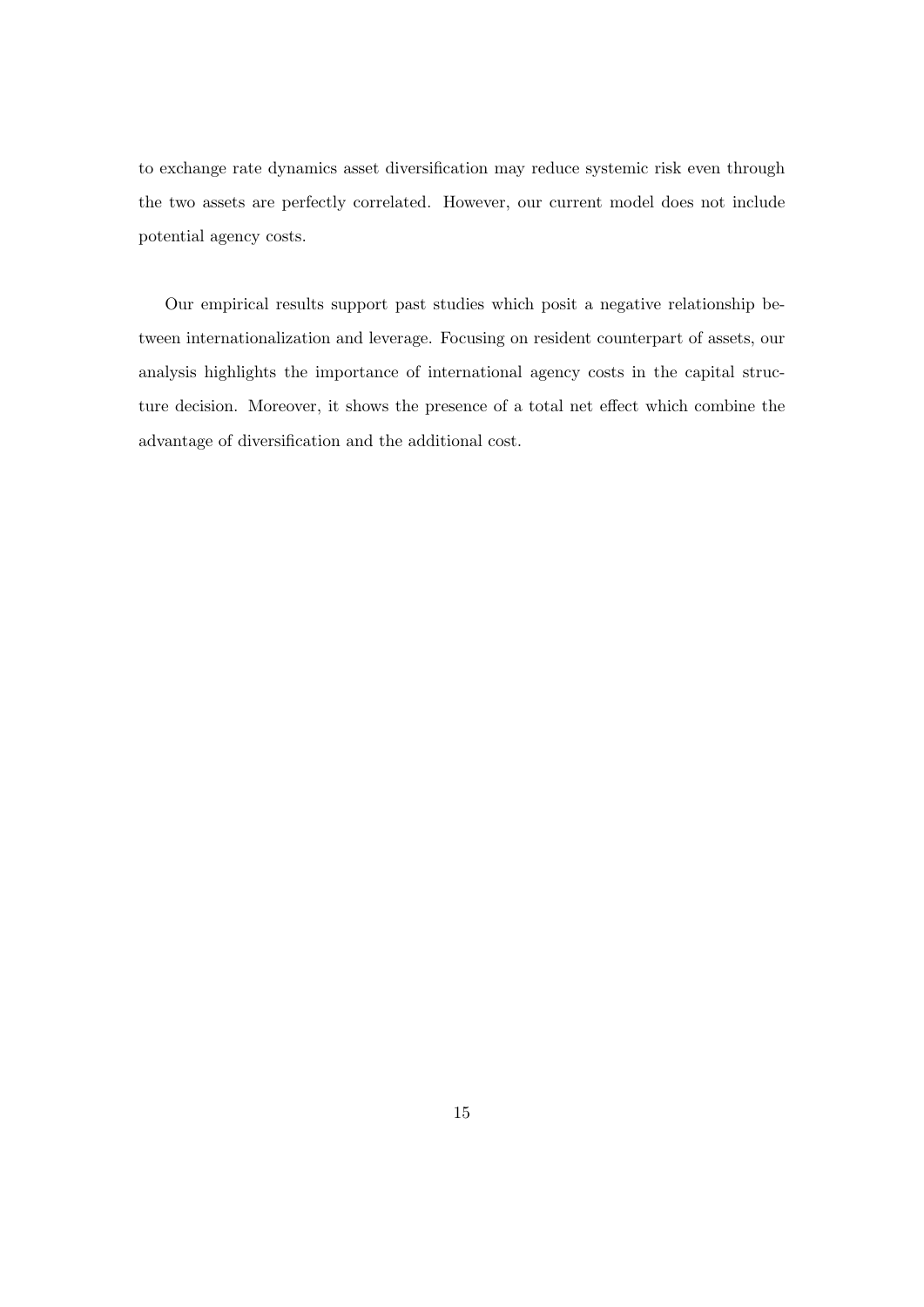to exchange rate dynamics asset diversification may reduce systemic risk even through the two assets are perfectly correlated. However, our current model does not include potential agency costs.

Our empirical results support past studies which posit a negative relationship between internationalization and leverage. Focusing on resident counterpart of assets, our analysis highlights the importance of international agency costs in the capital structure decision. Moreover, it shows the presence of a total net effect which combine the advantage of diversification and the additional cost.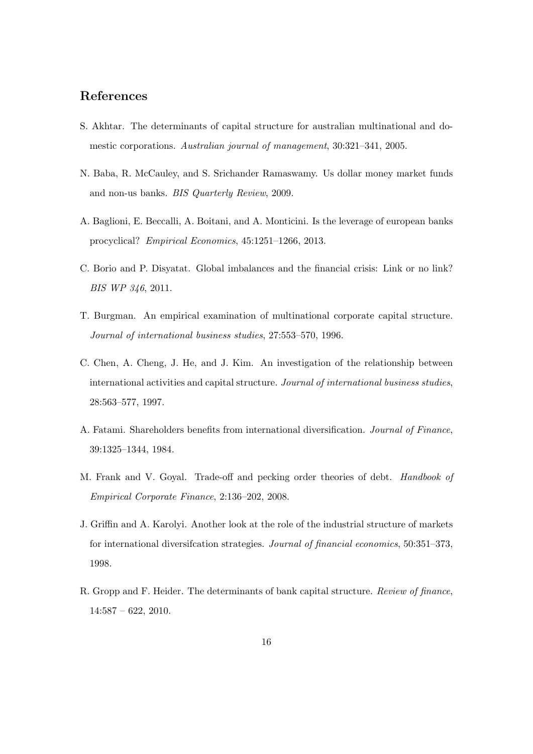## References

S. Akhtar. The determinants of capital structure for australian multinational and domestic corporations. *Australian journal of management*, 30:321–341, 2005.

N. Baba, R. McCauley, and S. Srichander Ramaswamy. Us dollar money market funds and non-us banks. *BIS Quarterly Review*, 2009.

A. Baglioni, E. Beccalli, A. Boitani, and A. Monticini. Is the leverage of european banks procyclical? *Empirical Economics*, 45:1251–1266, 2013.

C. Borio and P. Disyatat. Global imbalances and the financial crisis: Link or no link? *BIS WP 346*, 2011.

T. Burgman. An empirical examination of multinational corporate capital structure. *Journal of international business studies*, 27:553–570, 1996.

C. Chen, A. Cheng, J. He, and J. Kim. An investigation of the relationship between international activities and capital structure. *Journal of international business studies*, 28:563–577, 1997.

A. Fatami. Shareholders benefits from international diversification. *Journal of Finance*, 39:1325–1344, 1984.

M. Frank and V. Goyal. Trade-off and pecking order theories of debt. *Handbook of Empirical Corporate Finance*, 2:136–202, 2008.

J. Griffin and A. Karolyi. Another look at the role of the industrial structure of markets for international diversifcation strategies. *Journal of financial economics*, 50:351–373, 1998.

R. Gropp and F. Heider. The determinants of bank capital structure. *Review of finance*, 14:587 – 622, 2010.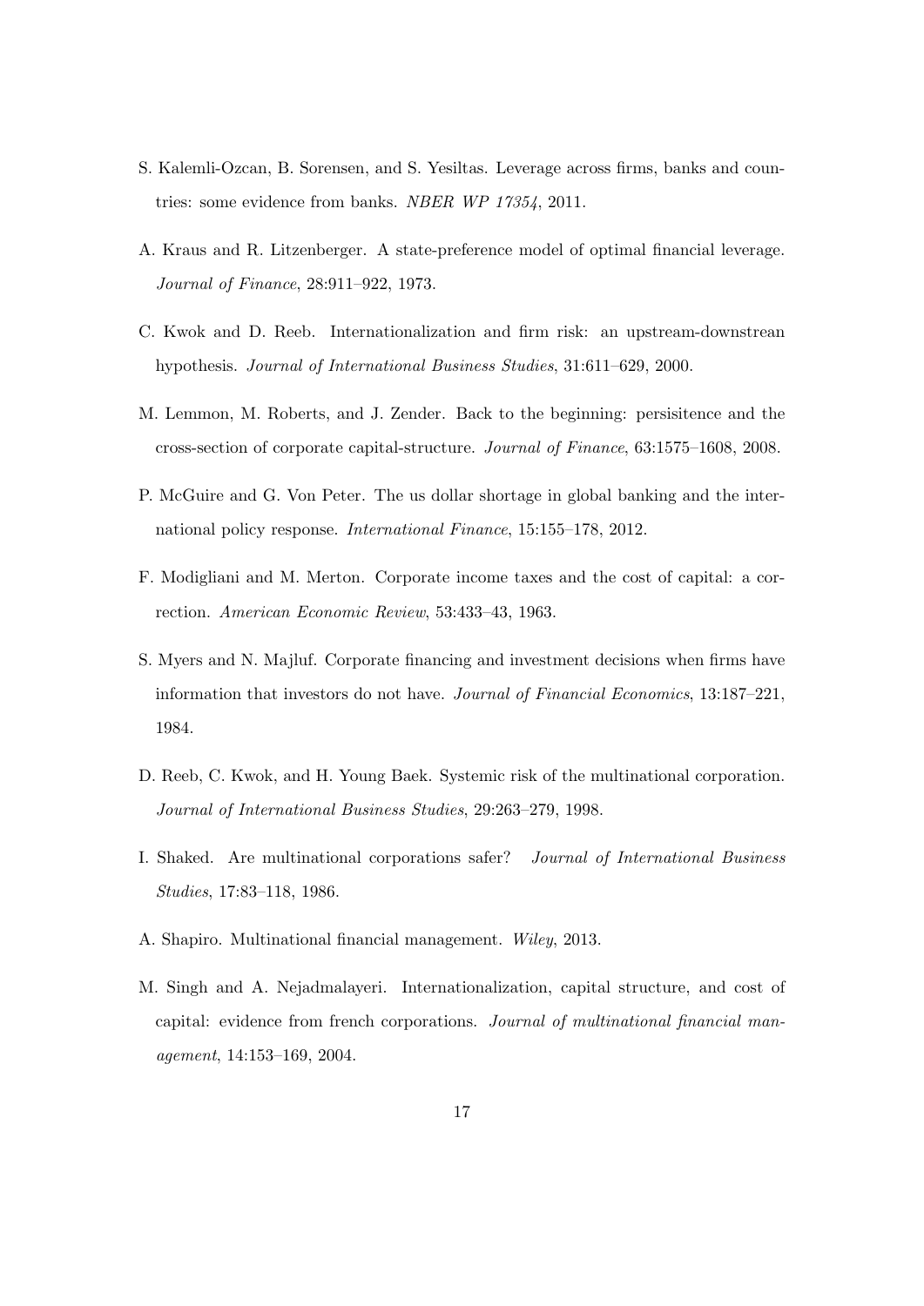S. Kalemli-Ozcan, B. Sorensen, and S. Yesiltas. Leverage across firms, banks and countries: some evidence from banks. *NBER WP 17354*, 2011.

A. Kraus and R. Litzenberger. A state-preference model of optimal financial leverage. *Journal of Finance*, 28:911–922, 1973.

C. Kwok and D. Reeb. Internationalization and firm risk: an upstream-downstrean hypothesis. *Journal of International Business Studies*, 31:611–629, 2000.

M. Lemmon, M. Roberts, and J. Zender. Back to the beginning: persisitence and the cross-section of corporate capital-structure. *Journal of Finance*, 63:1575–1608, 2008.

P. McGuire and G. Von Peter. The us dollar shortage in global banking and the international policy response. *International Finance*, 15:155–178, 2012.

F. Modigliani and M. Merton. Corporate income taxes and the cost of capital: a correction. *American Economic Review*, 53:433–43, 1963.

S. Myers and N. Majluf. Corporate financing and investment decisions when firms have information that investors do not have. *Journal of Financial Economics*, 13:187–221, 1984.

D. Reeb, C. Kwok, and H. Young Baek. Systemic risk of the multinational corporation. *Journal of International Business Studies*, 29:263–279, 1998.

I. Shaked. Are multinational corporations safer? *Journal of International Business Studies*, 17:83–118, 1986.

A. Shapiro. Multinational financial management. *Wiley*, 2013.

M. Singh and A. Nejadmalayeri. Internationalization, capital structure, and cost of capital: evidence from french corporations. *Journal of multinational financial management*, 14:153–169, 2004.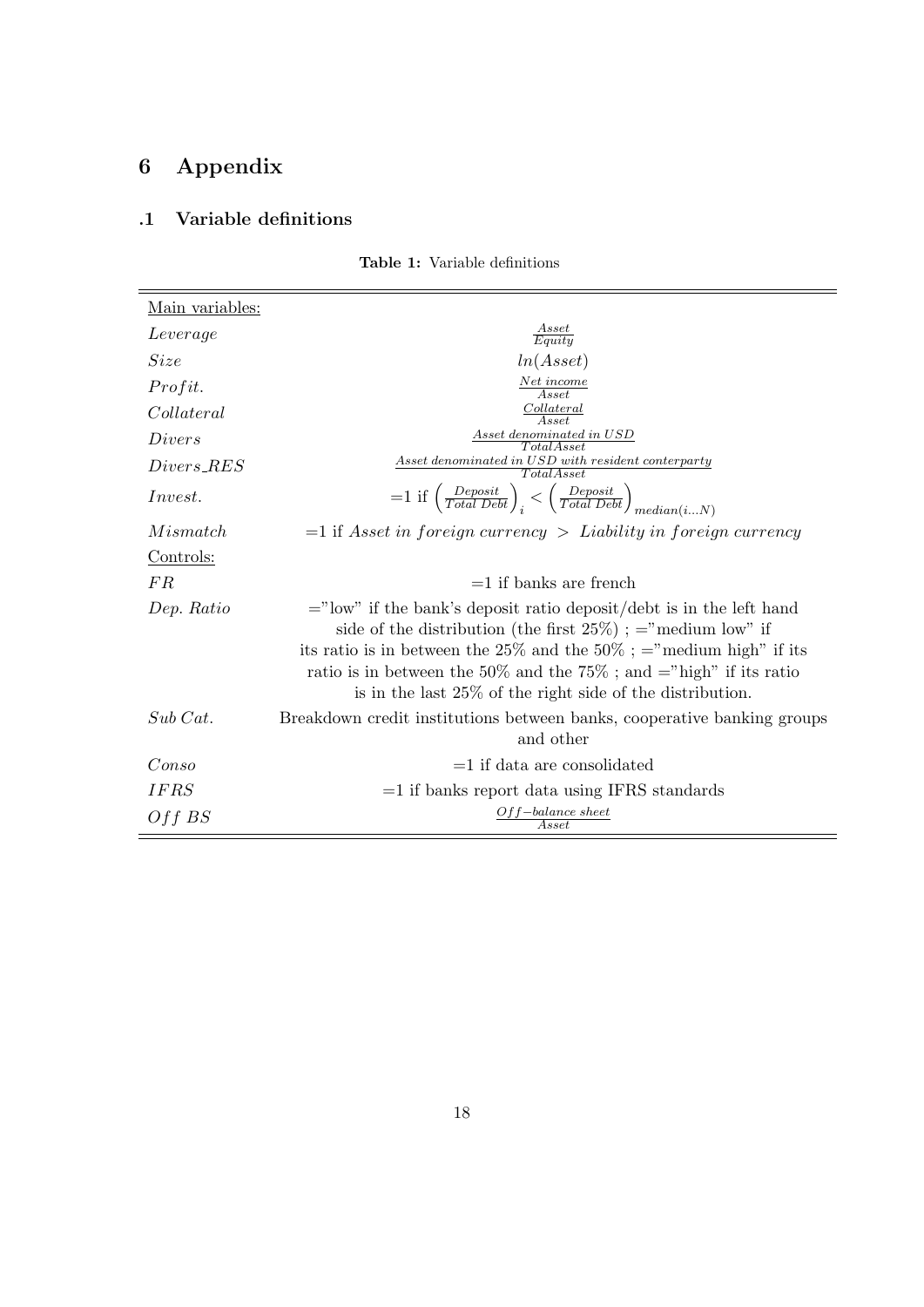# 6 Appendix

## .1 Variable definitions

**Table 1:** Variable definitions

| | |
|---|---|
| Main variables: | |
| *Leverage* | $\frac{Asset}{Equity}$ |
| *Size* | $ln(Asset)$ |
| *Profit.* | $\frac{Net\ income}{Asset}$ |
| *Collateral* | $\frac{Collateral}{Asset}$ |
| *Divers* | $\frac{Asset\ denominated\ in\ USD}{TotalAsset}$ |
| *Divers_RES* | $\frac{Asset\ denominated\ in\ USD\ with\ resident\ conterparty}{TotalAsset}$ |
| *Invest.* | $=1$ if $\left(\frac{Deposit}{Total\ Debt}\right)_i < \left(\frac{Deposit}{Total\ Debt}\right)_{median(i...N)}$ |
| *Mismatch* | $=1$ if $Asset\ in\ foreign\ currency > Liability\ in\ foreign\ currency$ |
| Controls: | |
| *FR* | =1 if banks are french |
| *Dep. Ratio* | ="low" if the bank's deposit ratio deposit/debt is in the left hand side of the distribution (the first 25%) ; ="medium low" if its ratio is in between the 25% and the 50% ; ="medium high" if its ratio is in between the 50% and the 75% ; and ="high" if its ratio is in the last 25% of the right side of the distribution. |
| *Sub Cat.* | Breakdown credit institutions between banks, cooperative banking groups and other |
| *Conso* | =1 if data are consolidated |
| *IFRS* | =1 if banks report data using IFRS standards |
| *Off BS* | $\frac{Off-balance\ sheet}{Asset}$ |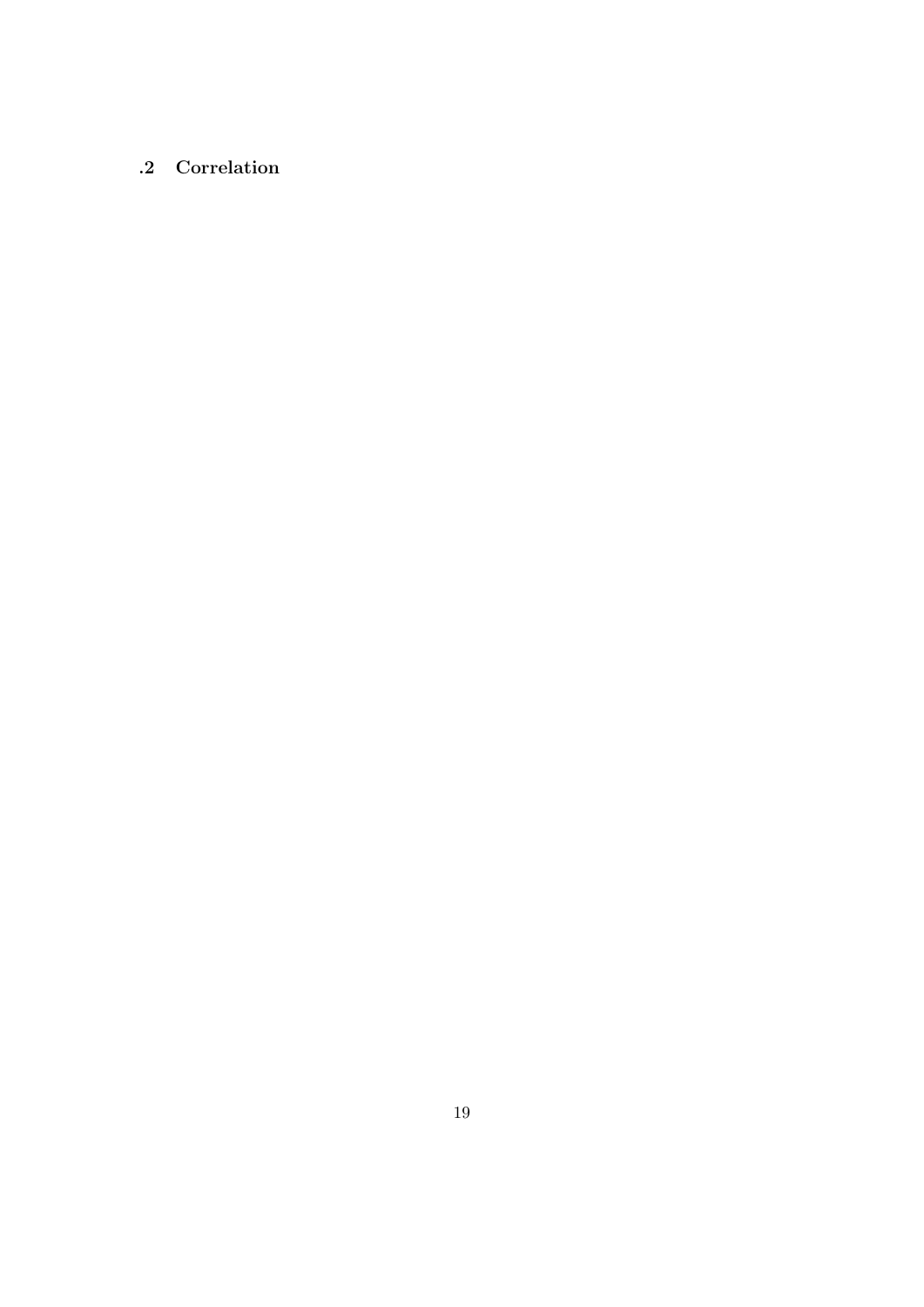## .2 Correlation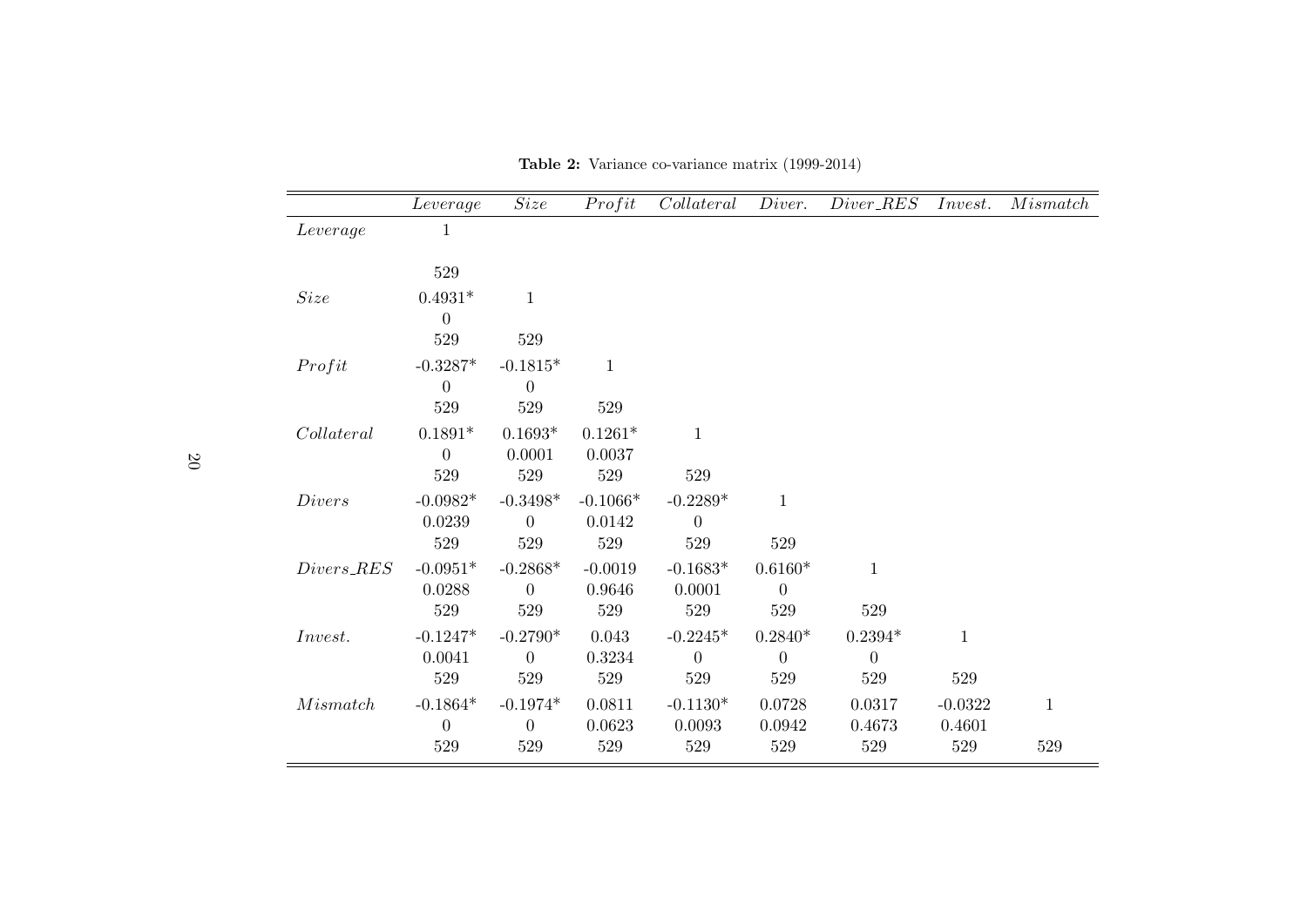**Table 2:** Variance co-variance matrix (1999-2014)

| | *Leverage* | *Size* | *Profit* | *Collateral* | *Diver.* | *Diver_RES* | *Invest.* | *Mismatch* |
|---|---|---|---|---|---|---|---|---|
| *Leverage* | 1 | | | | | | | |
| | | | | | | | | |
| | 529 | | | | | | | |
| *Size* | 0.4931* | 1 | | | | | | |
| | 0 | | | | | | | |
| | 529 | 529 | | | | | | |
| *Profit* | -0.3287* | -0.1815* | 1 | | | | | |
| | 0 | 0 | | | | | | |
| | 529 | 529 | 529 | | | | | |
| *Collateral* | 0.1891* | 0.1693* | 0.1261* | 1 | | | | |
| | 0 | 0.0001 | 0.0037 | | | | | |
| | 529 | 529 | 529 | 529 | | | | |
| *Divers* | -0.0982* | -0.3498* | -0.1066* | -0.2289* | 1 | | | |
| | 0.0239 | 0 | 0.0142 | 0 | | | | |
| | 529 | 529 | 529 | 529 | 529 | | | |
| *Divers_RES* | -0.0951* | -0.2868* | -0.0019 | -0.1683* | 0.6160* | 1 | | |
| | 0.0288 | 0 | 0.9646 | 0.0001 | 0 | | | |
| | 529 | 529 | 529 | 529 | 529 | 529 | | |
| *Invest.* | -0.1247* | -0.2790* | 0.043 | -0.2245* | 0.2840* | 0.2394* | 1 | |
| | 0.0041 | 0 | 0.3234 | 0 | 0 | 0 | | |
| | 529 | 529 | 529 | 529 | 529 | 529 | 529 | |
| *Mismatch* | -0.1864* | -0.1974* | 0.0811 | -0.1130* | 0.0728 | 0.0317 | -0.0322 | 1 |
| | 0 | 0 | 0.0623 | 0.0093 | 0.0942 | 0.4673 | 0.4601 | |
| | 529 | 529 | 529 | 529 | 529 | 529 | 529 | 529 |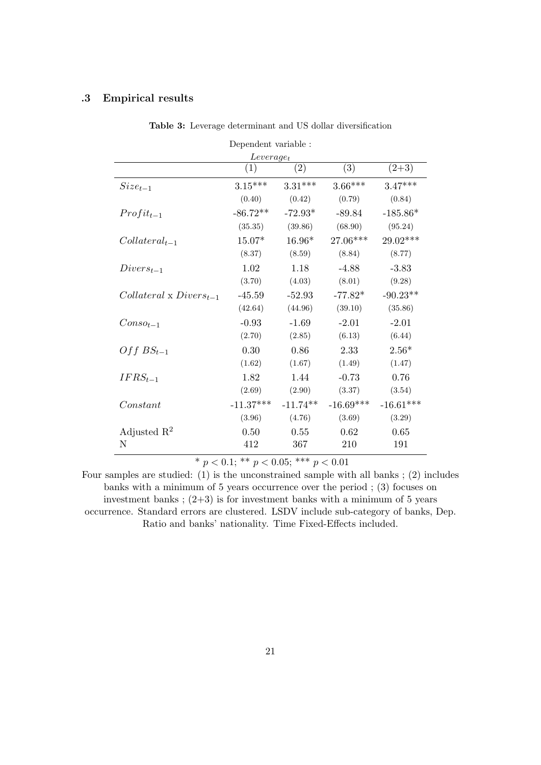## .3 Empirical results

**Table 3:** Leverage determinant and US dollar diversification

| | Dependent variable : $Leverage_t$ | | | |
|---|---|---|---|---|
| | (1) | (2) | (3) | (2+3) |
| $Size_{t-1}$ | 3.15*** | 3.31*** | 3.66*** | 3.47*** |
| | (0.40) | (0.42) | (0.79) | (0.84) |
| $Profit_{t-1}$ | -86.72** | -72.93* | -89.84 | -185.86* |
| | (35.35) | (39.86) | (68.90) | (95.24) |
| $Collateral_{t-1}$ | 15.07* | 16.96* | 27.06*** | 29.02*** |
| | (8.37) | (8.59) | (8.84) | (8.77) |
| $Divers_{t-1}$ | 1.02 | 1.18 | -4.88 | -3.83 |
| | (3.70) | (4.03) | (8.01) | (9.28) |
| $Collateral$ x $Divers_{t-1}$ | -45.59 | -52.93 | -77.82* | -90.23** |
| | (42.64) | (44.96) | (39.10) | (35.86) |
| $Conso_{t-1}$ | -0.93 | -1.69 | -2.01 | -2.01 |
| | (2.70) | (2.85) | (6.13) | (6.44) |
| $Off\ BS_{t-1}$ | 0.30 | 0.86 | 2.33 | 2.56* |
| | (1.62) | (1.67) | (1.49) | (1.47) |
| $IFRS_{t-1}$ | 1.82 | 1.44 | -0.73 | 0.76 |
| | (2.69) | (2.90) | (3.37) | (3.54) |
| $Constant$ | -11.37*** | -11.74** | -16.69*** | -16.61*** |
| | (3.96) | (4.76) | (3.69) | (3.29) |
| Adjusted $R^2$ | 0.50 | 0.55 | 0.62 | 0.65 |
| N | 412 | 367 | 210 | 191 |

* $p < 0.1$; ** $p < 0.05$; *** $p < 0.01$

Four samples are studied: (1) is the unconstrained sample with all banks ; (2) includes banks with a minimum of 5 years occurrence over the period ; (3) focuses on investment banks ; (2+3) is for investment banks with a minimum of 5 years occurrence. Standard errors are clustered. LSDV include sub-category of banks, Dep. Ratio and banks' nationality. Time Fixed-Effects included.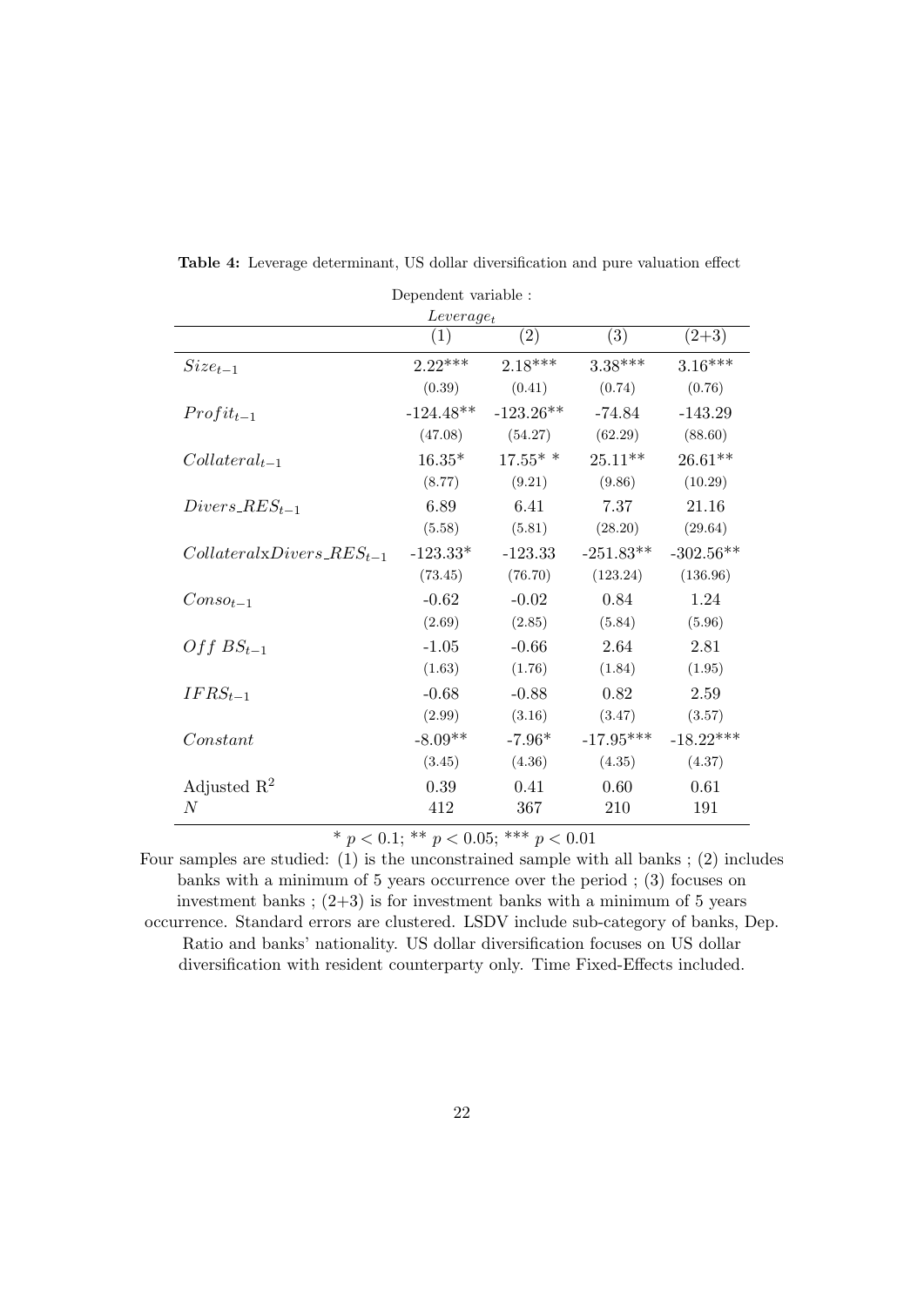**Table 4:** Leverage determinant, US dollar diversification and pure valuation effect

| Dependent variable : $Leverage_t$ | (1) | (2) | (3) | (2+3) |
|---|---|---|---|---|
| $Size_{t-1}$ | 2.22*** | 2.18*** | 3.38*** | 3.16*** |
| | (0.39) | (0.41) | (0.74) | (0.76) |
| $Profit_{t-1}$ | -124.48** | -123.26** | -74.84 | -143.29 |
| | (47.08) | (54.27) | (62.29) | (88.60) |
| $Collateral_{t-1}$ | 16.35* | 17.55* * | 25.11** | 26.61** |
| | (8.77) | (9.21) | (9.86) | (10.29) |
| $Divers\_RES_{t-1}$ | 6.89 | 6.41 | 7.37 | 21.16 |
| | (5.58) | (5.81) | (28.20) | (29.64) |
| $Collateral\text{x}Divers\_RES_{t-1}$ | -123.33* | -123.33 | -251.83** | -302.56** |
| | (73.45) | (76.70) | (123.24) | (136.96) |
| $Conso_{t-1}$ | -0.62 | -0.02 | 0.84 | 1.24 |
| | (2.69) | (2.85) | (5.84) | (5.96) |
| $Off\ BS_{t-1}$ | -1.05 | -0.66 | 2.64 | 2.81 |
| | (1.63) | (1.76) | (1.84) | (1.95) |
| $IFRS_{t-1}$ | -0.68 | -0.88 | 0.82 | 2.59 |
| | (2.99) | (3.16) | (3.47) | (3.57) |
| $Constant$ | -8.09** | -7.96* | -17.95*** | -18.22*** |
| | (3.45) | (4.36) | (4.35) | (4.37) |
| Adjusted $R^2$ | 0.39 | 0.41 | 0.60 | 0.61 |
| $N$ | 412 | 367 | 210 | 191 |

\* $p < 0.1$; ** $p < 0.05$; *** $p < 0.01$

Four samples are studied: (1) is the unconstrained sample with all banks ; (2) includes banks with a minimum of 5 years occurrence over the period ; (3) focuses on investment banks ; (2+3) is for investment banks with a minimum of 5 years occurrence. Standard errors are clustered. LSDV include sub-category of banks, Dep. Ratio and banks' nationality. US dollar diversification focuses on US dollar diversification with resident counterparty only. Time Fixed-Effects included.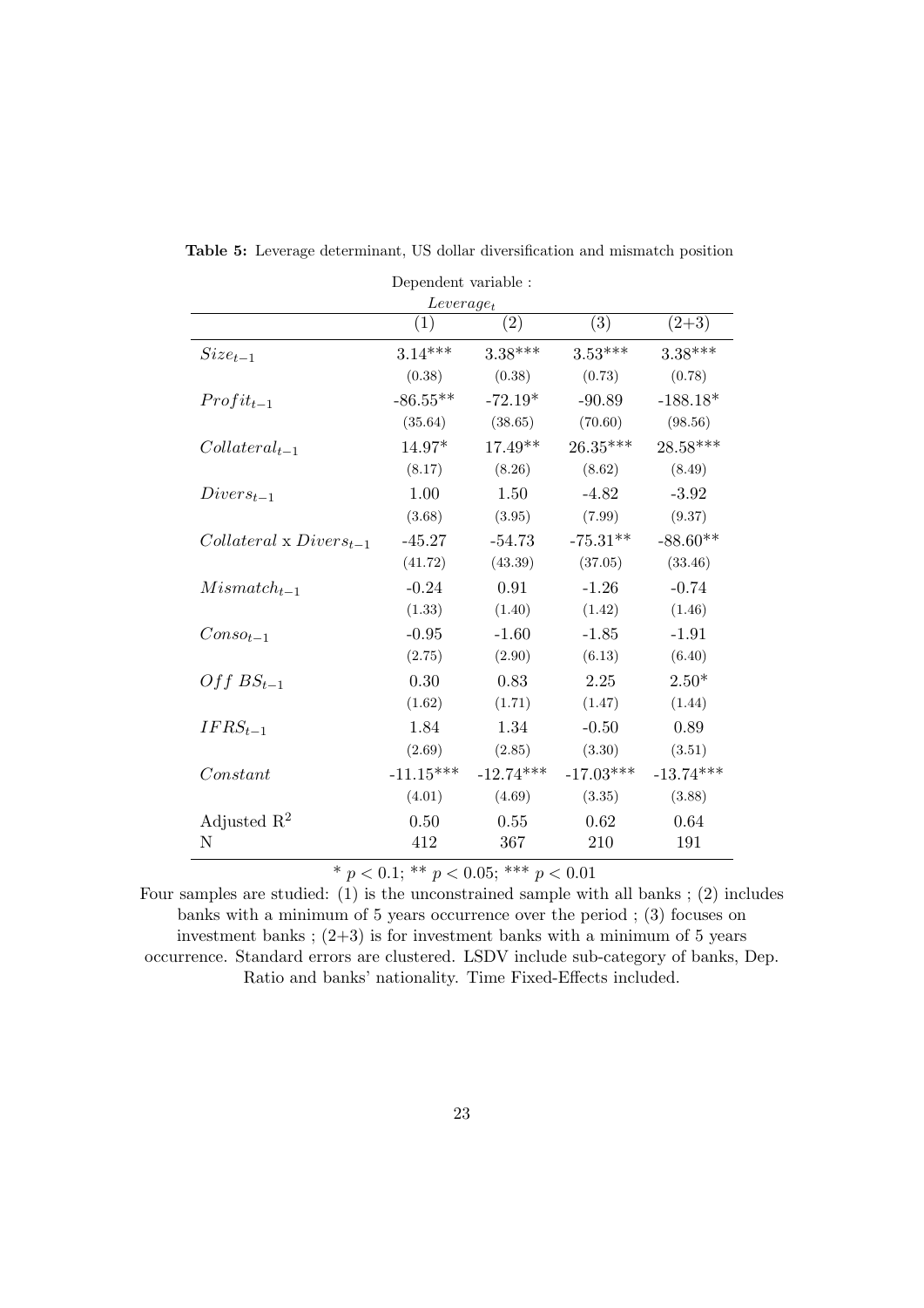**Table 5:** Leverage determinant, US dollar diversification and mismatch position

| | Dependent variable : $Leverage_t$ | | | |
|---|---|---|---|---|
| | (1) | (2) | (3) | (2+3) |
| $Size_{t-1}$ | 3.14*** | 3.38*** | 3.53*** | 3.38*** |
| | (0.38) | (0.38) | (0.73) | (0.78) |
| $Profit_{t-1}$ | -86.55** | -72.19* | -90.89 | -188.18* |
| | (35.64) | (38.65) | (70.60) | (98.56) |
| $Collateral_{t-1}$ | 14.97* | 17.49** | 26.35*** | 28.58*** |
| | (8.17) | (8.26) | (8.62) | (8.49) |
| $Divers_{t-1}$ | 1.00 | 1.50 | -4.82 | -3.92 |
| | (3.68) | (3.95) | (7.99) | (9.37) |
| $Collateral$ x $Divers_{t-1}$ | -45.27 | -54.73 | -75.31** | -88.60** |
| | (41.72) | (43.39) | (37.05) | (33.46) |
| $Mismatch_{t-1}$ | -0.24 | 0.91 | -1.26 | -0.74 |
| | (1.33) | (1.40) | (1.42) | (1.46) |
| $Conso_{t-1}$ | -0.95 | -1.60 | -1.85 | -1.91 |
| | (2.75) | (2.90) | (6.13) | (6.40) |
| $Off\ BS_{t-1}$ | 0.30 | 0.83 | 2.25 | 2.50* |
| | (1.62) | (1.71) | (1.47) | (1.44) |
| $IFRS_{t-1}$ | 1.84 | 1.34 | -0.50 | 0.89 |
| | (2.69) | (2.85) | (3.30) | (3.51) |
| $Constant$ | -11.15*** | -12.74*** | -17.03*** | -13.74*** |
| | (4.01) | (4.69) | (3.35) | (3.88) |
| Adjusted $R^2$ | 0.50 | 0.55 | 0.62 | 0.64 |
| N | 412 | 367 | 210 | 191 |

* $p < 0.1$; ** $p < 0.05$; *** $p < 0.01$

Four samples are studied: (1) is the unconstrained sample with all banks ; (2) includes banks with a minimum of 5 years occurrence over the period ; (3) focuses on investment banks ; (2+3) is for investment banks with a minimum of 5 years occurrence. Standard errors are clustered. LSDV include sub-category of banks, Dep. Ratio and banks' nationality. Time Fixed-Effects included.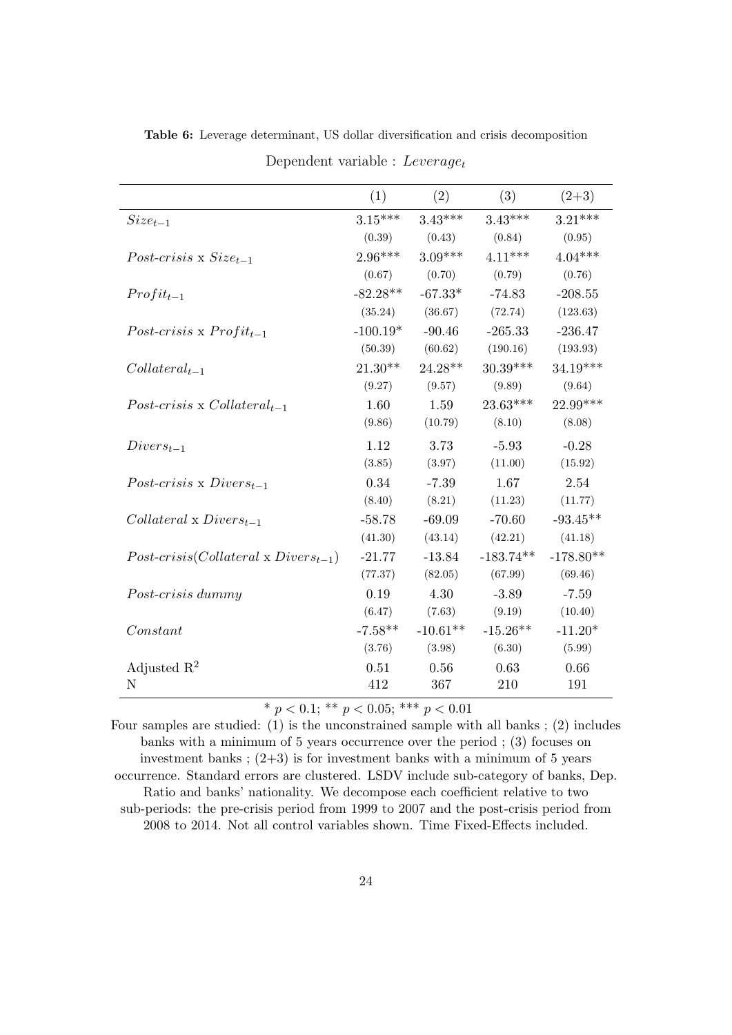**Table 6:** Leverage determinant, US dollar diversification and crisis decomposition

Dependent variable : $Leverage_t$

| | (1) | (2) | (3) | (2+3) |
|---|---|---|---|---|
| $Size_{t-1}$ | 3.15*** | 3.43*** | 3.43*** | 3.21*** |
| | (0.39) | (0.43) | (0.84) | (0.95) |
| $Post\text{-}crisis \times Size_{t-1}$ | 2.96*** | 3.09*** | 4.11*** | 4.04*** |
| | (0.67) | (0.70) | (0.79) | (0.76) |
| $Profit_{t-1}$ | -82.28** | -67.33* | -74.83 | -208.55 |
| | (35.24) | (36.67) | (72.74) | (123.63) |
| $Post\text{-}crisis \times Profit_{t-1}$ | -100.19* | -90.46 | -265.33 | -236.47 |
| | (50.39) | (60.62) | (190.16) | (193.93) |
| $Collateral_{t-1}$ | 21.30** | 24.28** | 30.39*** | 34.19*** |
| | (9.27) | (9.57) | (9.89) | (9.64) |
| $Post\text{-}crisis \times Collateral_{t-1}$ | 1.60 | 1.59 | 23.63*** | 22.99*** |
| | (9.86) | (10.79) | (8.10) | (8.08) |
| $Divers_{t-1}$ | 1.12 | 3.73 | -5.93 | -0.28 |
| | (3.85) | (3.97) | (11.00) | (15.92) |
| $Post\text{-}crisis \times Divers_{t-1}$ | 0.34 | -7.39 | 1.67 | 2.54 |
| | (8.40) | (8.21) | (11.23) | (11.77) |
| $Collateral \times Divers_{t-1}$ | -58.78 | -69.09 | -70.60 | -93.45** |
| | (41.30) | (43.14) | (42.21) | (41.18) |
| $Post\text{-}crisis(Collateral \times Divers_{t-1})$ | -21.77 | -13.84 | -183.74** | -178.80** |
| | (77.37) | (82.05) | (67.99) | (69.46) |
| $Post\text{-}crisis\ dummy$ | 0.19 | 4.30 | -3.89 | -7.59 |
| | (6.47) | (7.63) | (9.19) | (10.40) |
| $Constant$ | -7.58** | -10.61** | -15.26** | -11.20* |
| | (3.76) | (3.98) | (6.30) | (5.99) |
| Adjusted $R^2$ | 0.51 | 0.56 | 0.63 | 0.66 |
| N | 412 | 367 | 210 | 191 |

* $p < 0.1$; ** $p < 0.05$; *** $p < 0.01$

Four samples are studied: (1) is the unconstrained sample with all banks ; (2) includes banks with a minimum of 5 years occurrence over the period ; (3) focuses on investment banks ; (2+3) is for investment banks with a minimum of 5 years occurrence. Standard errors are clustered. LSDV include sub-category of banks, Dep. Ratio and banks' nationality. We decompose each coefficient relative to two sub-periods: the pre-crisis period from 1999 to 2007 and the post-crisis period from 2008 to 2014. Not all control variables shown. Time Fixed-Effects included.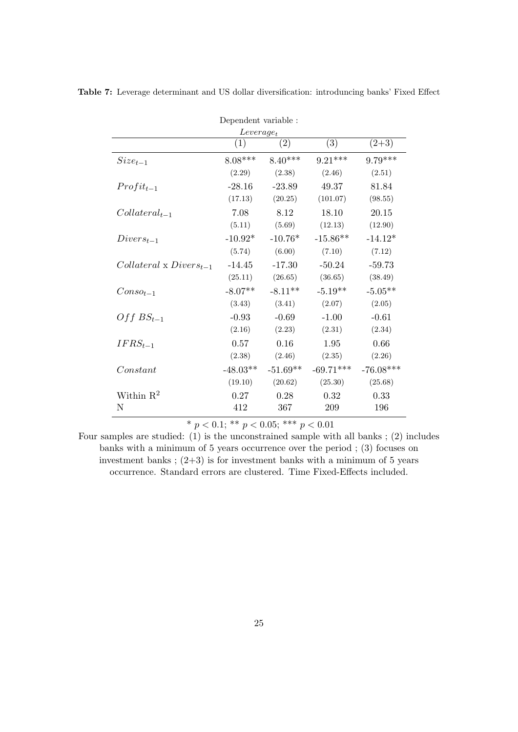**Table 7:** Leverage determinant and US dollar diversification: introduncing banks' Fixed Effect

| | Dependent variable : $Leverage_t$ | | | |
|---|---|---|---|---|
| | (1) | (2) | (3) | (2+3) |
| $Size_{t-1}$ | 8.08*** | 8.40*** | 9.21*** | 9.79*** |
| | (2.29) | (2.38) | (2.46) | (2.51) |
| $Profit_{t-1}$ | -28.16 | -23.89 | 49.37 | 81.84 |
| | (17.13) | (20.25) | (101.07) | (98.55) |
| $Collateral_{t-1}$ | 7.08 | 8.12 | 18.10 | 20.15 |
| | (5.11) | (5.69) | (12.13) | (12.90) |
| $Divers_{t-1}$ | -10.92* | -10.76* | -15.86** | -14.12* |
| | (5.74) | (6.00) | (7.10) | (7.12) |
| $Collateral$ x $Divers_{t-1}$ | -14.45 | -17.30 | -50.24 | -59.73 |
| | (25.11) | (26.65) | (36.65) | (38.49) |
| $Conso_{t-1}$ | -8.07** | -8.11** | -5.19** | -5.05** |
| | (3.43) | (3.41) | (2.07) | (2.05) |
| $Off\ BS_{t-1}$ | -0.93 | -0.69 | -1.00 | -0.61 |
| | (2.16) | (2.23) | (2.31) | (2.34) |
| $IFRS_{t-1}$ | 0.57 | 0.16 | 1.95 | 0.66 |
| | (2.38) | (2.46) | (2.35) | (2.26) |
| $Constant$ | -48.03** | -51.69** | -69.71*** | -76.08*** |
| | (19.10) | (20.62) | (25.30) | (25.68) |
| Within $R^2$ | 0.27 | 0.28 | 0.32 | 0.33 |
| N | 412 | 367 | 209 | 196 |

* $p < 0.1$; ** $p < 0.05$; *** $p < 0.01$

Four samples are studied: (1) is the unconstrained sample with all banks ; (2) includes banks with a minimum of 5 years occurrence over the period ; (3) focuses on investment banks ; (2+3) is for investment banks with a minimum of 5 years occurrence. Standard errors are clustered. Time Fixed-Effects included.